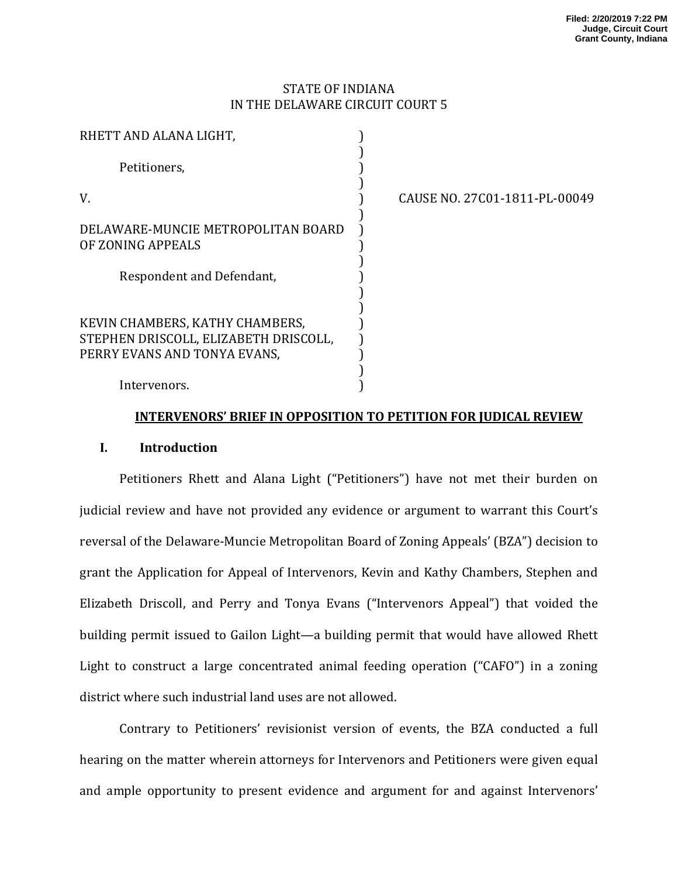Filed: 2/20/2019 7:22 PM
Judge, Circuit Court
Grant County, Indiana

STATE OF INDIANA
IN THE DELAWARE CIRCUIT COURT 5

| | | |
|---|---|---|
| RHETT AND ALANA LIGHT, | ) | |
| Petitioners, | ) | |
| V. | ) | CAUSE NO. 27C01-1811-PL-00049 |
| DELAWARE-MUNCIE METROPOLITAN BOARD OF ZONING APPEALS | ) | |
| Respondent and Defendant, | ) | |
| KEVIN CHAMBERS, KATHY CHAMBERS, STEPHEN DRISCOLL, ELIZABETH DRISCOLL, PERRY EVANS AND TONYA EVANS, | ) | |
| Intervenors. | ) | |

**INTERVENORS' BRIEF IN OPPOSITION TO PETITION FOR JUDICAL REVIEW**

## I. Introduction

Petitioners Rhett and Alana Light ("Petitioners") have not met their burden on judicial review and have not provided any evidence or argument to warrant this Court's reversal of the Delaware-Muncie Metropolitan Board of Zoning Appeals' (BZA") decision to grant the Application for Appeal of Intervenors, Kevin and Kathy Chambers, Stephen and Elizabeth Driscoll, and Perry and Tonya Evans ("Intervenors Appeal") that voided the building permit issued to Gailon Light—a building permit that would have allowed Rhett Light to construct a large concentrated animal feeding operation ("CAFO") in a zoning district where such industrial land uses are not allowed.

Contrary to Petitioners' revisionist version of events, the BZA conducted a full hearing on the matter wherein attorneys for Intervenors and Petitioners were given equal and ample opportunity to present evidence and argument for and against Intervenors'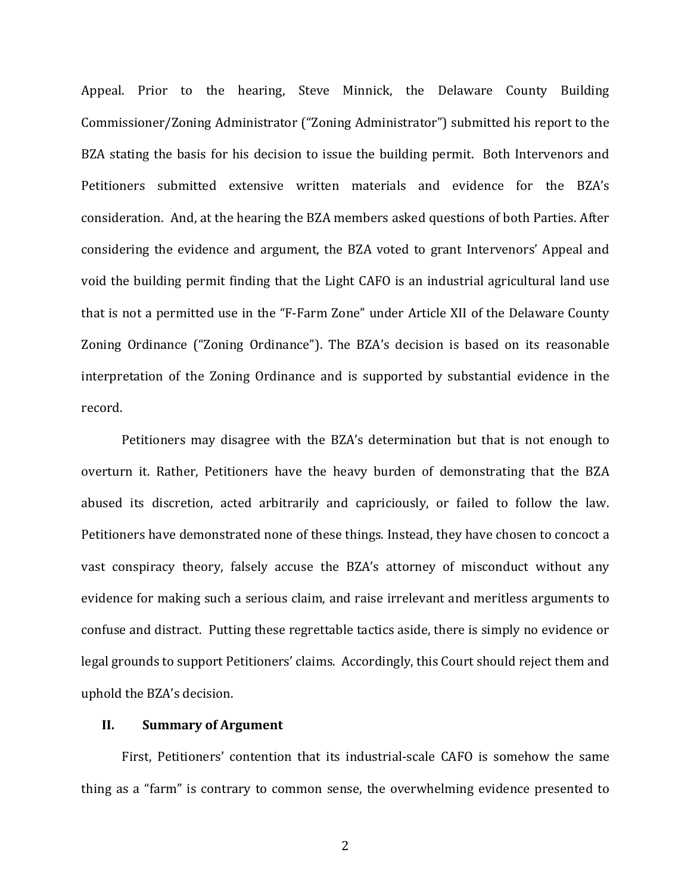Appeal. Prior to the hearing, Steve Minnick, the Delaware County Building Commissioner/Zoning Administrator ("Zoning Administrator") submitted his report to the BZA stating the basis for his decision to issue the building permit. Both Intervenors and Petitioners submitted extensive written materials and evidence for the BZA's consideration. And, at the hearing the BZA members asked questions of both Parties. After considering the evidence and argument, the BZA voted to grant Intervenors' Appeal and void the building permit finding that the Light CAFO is an industrial agricultural land use that is not a permitted use in the "F-Farm Zone" under Article XII of the Delaware County Zoning Ordinance ("Zoning Ordinance"). The BZA's decision is based on its reasonable interpretation of the Zoning Ordinance and is supported by substantial evidence in the record.

Petitioners may disagree with the BZA's determination but that is not enough to overturn it. Rather, Petitioners have the heavy burden of demonstrating that the BZA abused its discretion, acted arbitrarily and capriciously, or failed to follow the law. Petitioners have demonstrated none of these things. Instead, they have chosen to concoct a vast conspiracy theory, falsely accuse the BZA's attorney of misconduct without any evidence for making such a serious claim, and raise irrelevant and meritless arguments to confuse and distract. Putting these regrettable tactics aside, there is simply no evidence or legal grounds to support Petitioners' claims. Accordingly, this Court should reject them and uphold the BZA's decision.

## II. Summary of Argument

First, Petitioners' contention that its industrial-scale CAFO is somehow the same thing as a "farm" is contrary to common sense, the overwhelming evidence presented to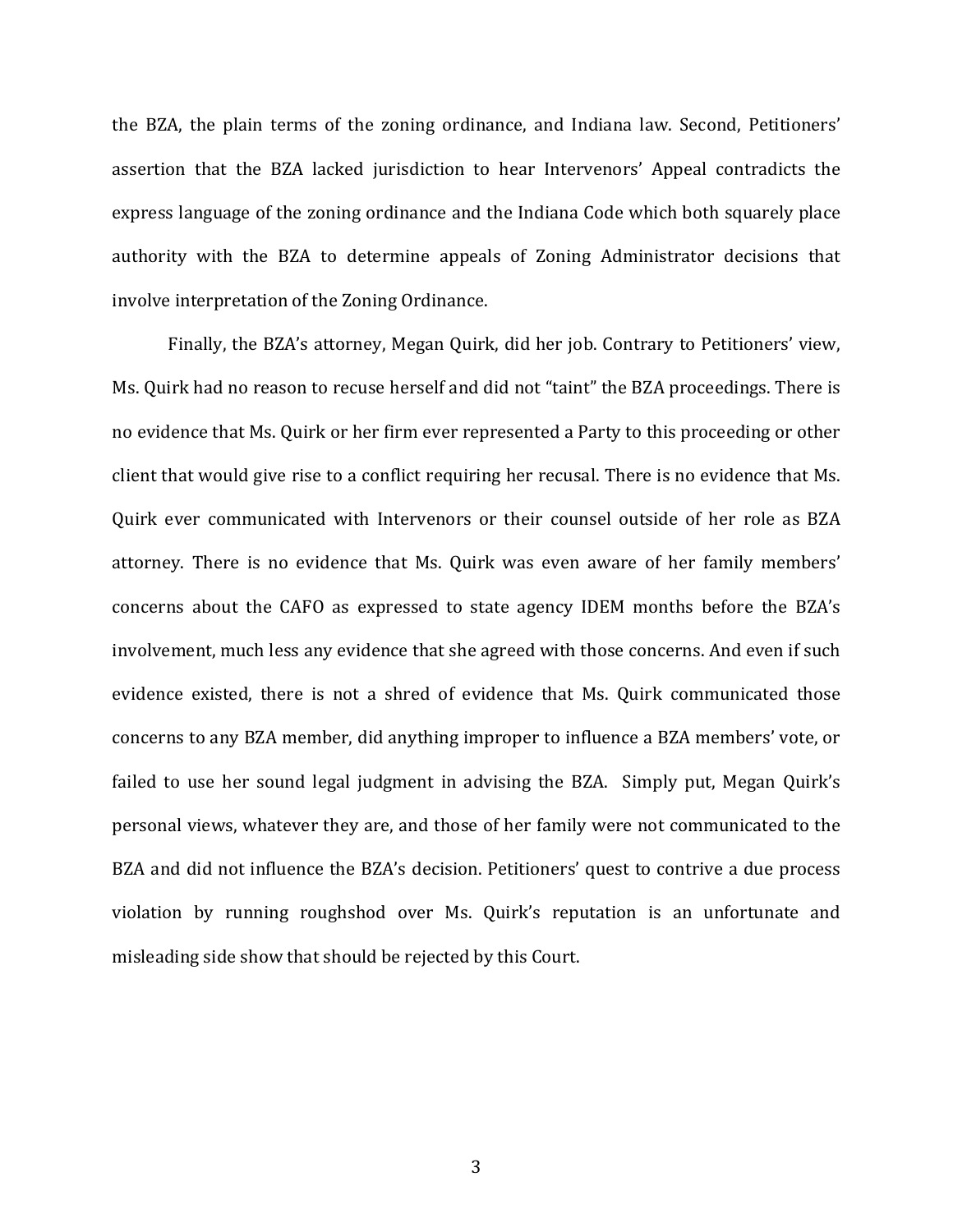the BZA, the plain terms of the zoning ordinance, and Indiana law. Second, Petitioners' assertion that the BZA lacked jurisdiction to hear Intervenors' Appeal contradicts the express language of the zoning ordinance and the Indiana Code which both squarely place authority with the BZA to determine appeals of Zoning Administrator decisions that involve interpretation of the Zoning Ordinance.

Finally, the BZA's attorney, Megan Quirk, did her job. Contrary to Petitioners' view, Ms. Quirk had no reason to recuse herself and did not "taint" the BZA proceedings. There is no evidence that Ms. Quirk or her firm ever represented a Party to this proceeding or other client that would give rise to a conflict requiring her recusal. There is no evidence that Ms. Quirk ever communicated with Intervenors or their counsel outside of her role as BZA attorney. There is no evidence that Ms. Quirk was even aware of her family members' concerns about the CAFO as expressed to state agency IDEM months before the BZA's involvement, much less any evidence that she agreed with those concerns. And even if such evidence existed, there is not a shred of evidence that Ms. Quirk communicated those concerns to any BZA member, did anything improper to influence a BZA members' vote, or failed to use her sound legal judgment in advising the BZA. Simply put, Megan Quirk's personal views, whatever they are, and those of her family were not communicated to the BZA and did not influence the BZA's decision. Petitioners' quest to contrive a due process violation by running roughshod over Ms. Quirk's reputation is an unfortunate and misleading side show that should be rejected by this Court.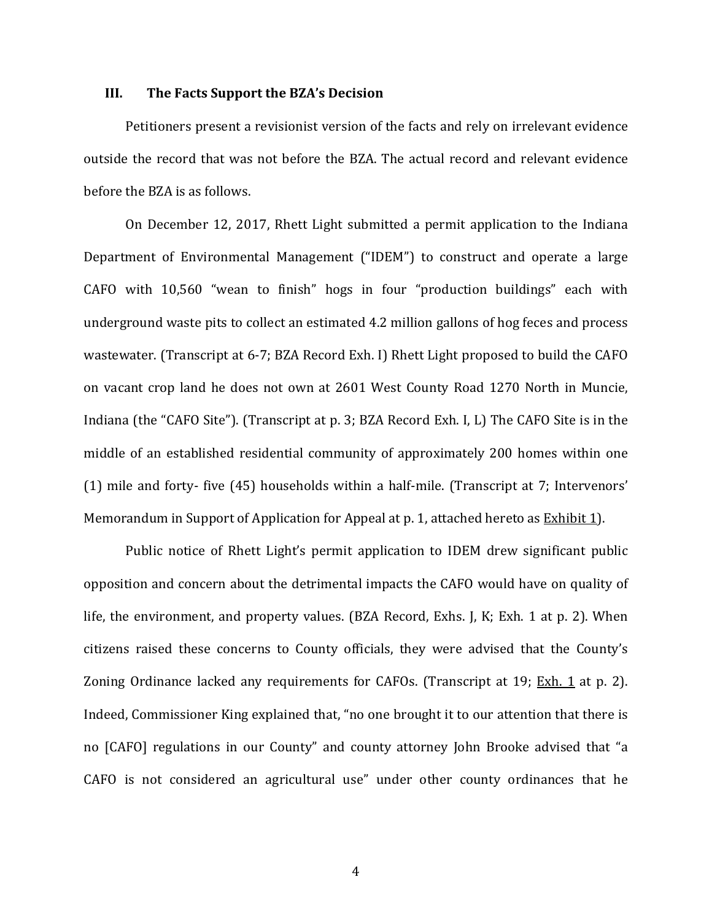### III. The Facts Support the BZA's Decision

Petitioners present a revisionist version of the facts and rely on irrelevant evidence outside the record that was not before the BZA. The actual record and relevant evidence before the BZA is as follows.

On December 12, 2017, Rhett Light submitted a permit application to the Indiana Department of Environmental Management ("IDEM") to construct and operate a large CAFO with 10,560 "wean to finish" hogs in four "production buildings" each with underground waste pits to collect an estimated 4.2 million gallons of hog feces and process wastewater. (Transcript at 6-7; BZA Record Exh. I) Rhett Light proposed to build the CAFO on vacant crop land he does not own at 2601 West County Road 1270 North in Muncie, Indiana (the "CAFO Site"). (Transcript at p. 3; BZA Record Exh. I, L) The CAFO Site is in the middle of an established residential community of approximately 200 homes within one (1) mile and forty- five (45) households within a half-mile. (Transcript at 7; Intervenors' Memorandum in Support of Application for Appeal at p. 1, attached hereto as Exhibit 1).

Public notice of Rhett Light's permit application to IDEM drew significant public opposition and concern about the detrimental impacts the CAFO would have on quality of life, the environment, and property values. (BZA Record, Exhs. J, K; Exh. 1 at p. 2). When citizens raised these concerns to County officials, they were advised that the County's Zoning Ordinance lacked any requirements for CAFOs. (Transcript at 19; Exh. 1 at p. 2). Indeed, Commissioner King explained that, "no one brought it to our attention that there is no [CAFO] regulations in our County" and county attorney John Brooke advised that "a CAFO is not considered an agricultural use" under other county ordinances that he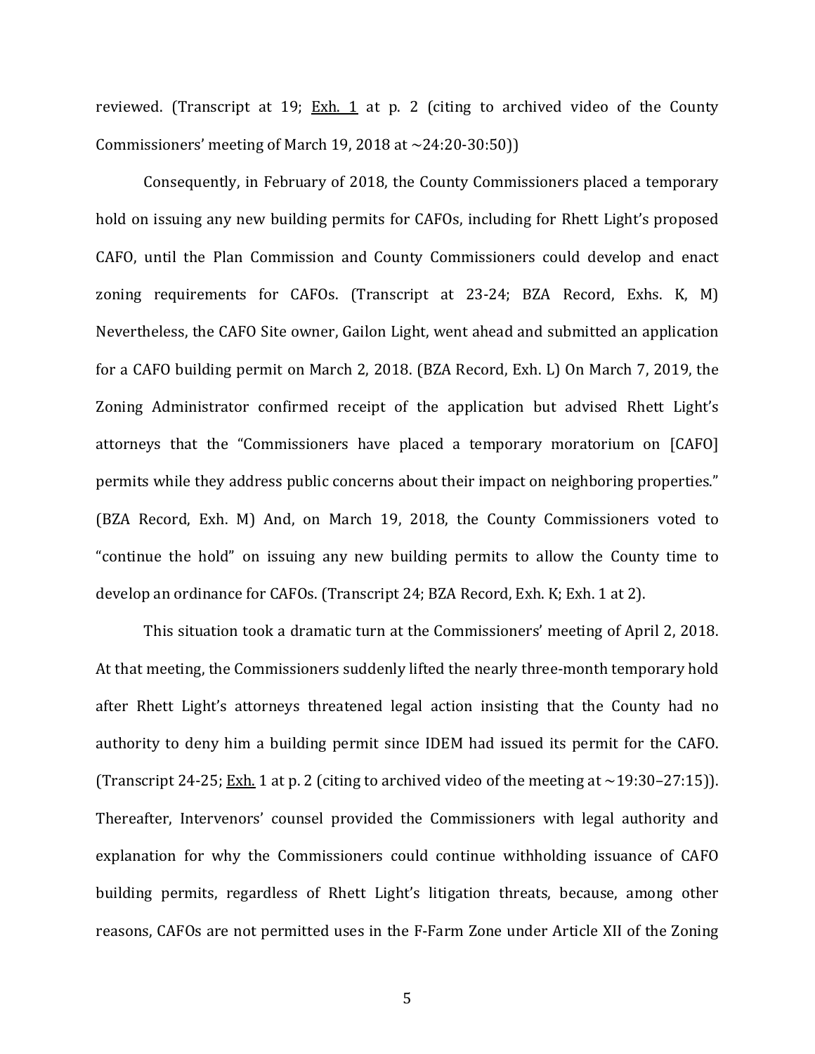reviewed. (Transcript at 19; Exh. 1 at p. 2 (citing to archived video of the County Commissioners' meeting of March 19, 2018 at ~24:20-30:50))

Consequently, in February of 2018, the County Commissioners placed a temporary hold on issuing any new building permits for CAFOs, including for Rhett Light's proposed CAFO, until the Plan Commission and County Commissioners could develop and enact zoning requirements for CAFOs. (Transcript at 23-24; BZA Record, Exhs. K, M) Nevertheless, the CAFO Site owner, Gailon Light, went ahead and submitted an application for a CAFO building permit on March 2, 2018. (BZA Record, Exh. L) On March 7, 2019, the Zoning Administrator confirmed receipt of the application but advised Rhett Light's attorneys that the "Commissioners have placed a temporary moratorium on [CAFO] permits while they address public concerns about their impact on neighboring properties." (BZA Record, Exh. M) And, on March 19, 2018, the County Commissioners voted to "continue the hold" on issuing any new building permits to allow the County time to develop an ordinance for CAFOs. (Transcript 24; BZA Record, Exh. K; Exh. 1 at 2).

This situation took a dramatic turn at the Commissioners' meeting of April 2, 2018. At that meeting, the Commissioners suddenly lifted the nearly three-month temporary hold after Rhett Light's attorneys threatened legal action insisting that the County had no authority to deny him a building permit since IDEM had issued its permit for the CAFO. (Transcript 24-25; Exh. 1 at p. 2 (citing to archived video of the meeting at ~19:30–27:15)). Thereafter, Intervenors' counsel provided the Commissioners with legal authority and explanation for why the Commissioners could continue withholding issuance of CAFO building permits, regardless of Rhett Light's litigation threats, because, among other reasons, CAFOs are not permitted uses in the F-Farm Zone under Article XII of the Zoning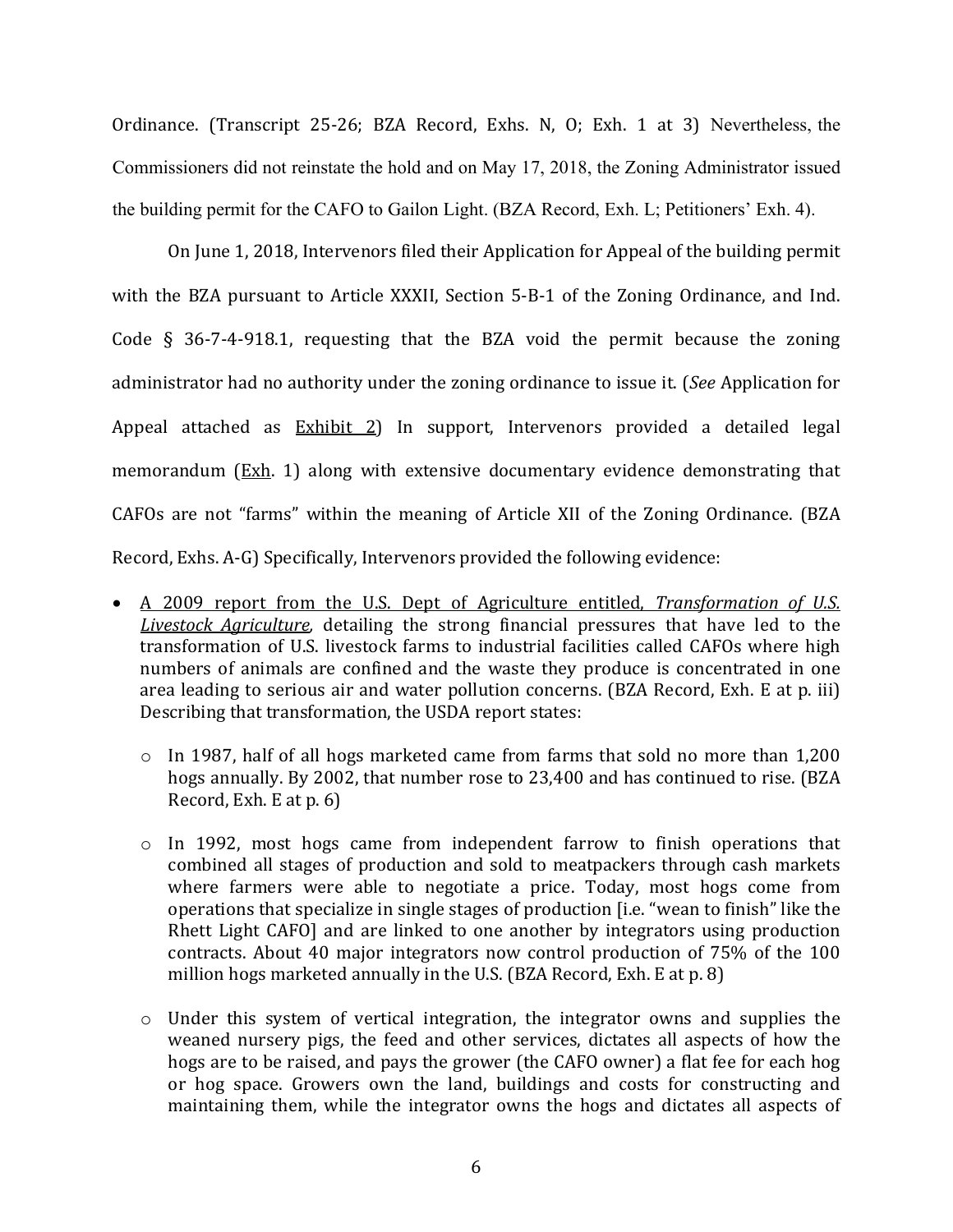Ordinance. (Transcript 25-26; BZA Record, Exhs. N, O; Exh. 1 at 3) Nevertheless, the Commissioners did not reinstate the hold and on May 17, 2018, the Zoning Administrator issued the building permit for the CAFO to Gailon Light. (BZA Record, Exh. L; Petitioners' Exh. 4).

On June 1, 2018, Intervenors filed their Application for Appeal of the building permit with the BZA pursuant to Article XXXII, Section 5-B-1 of the Zoning Ordinance, and Ind. Code § 36-7-4-918.1, requesting that the BZA void the permit because the zoning administrator had no authority under the zoning ordinance to issue it. (*See* Application for Appeal attached as Exhibit 2) In support, Intervenors provided a detailed legal memorandum (Exh. 1) along with extensive documentary evidence demonstrating that CAFOs are not "farms" within the meaning of Article XII of the Zoning Ordinance. (BZA Record, Exhs. A-G) Specifically, Intervenors provided the following evidence:

- A 2009 report from the U.S. Dept of Agriculture entitled, ***Transformation of U.S. Livestock Agriculture***, detailing the strong financial pressures that have led to the transformation of U.S. livestock farms to industrial facilities called CAFOs where high numbers of animals are confined and the waste they produce is concentrated in one area leading to serious air and water pollution concerns. (BZA Record, Exh. E at p. iii) Describing that transformation, the USDA report states:
  - In 1987, half of all hogs marketed came from farms that sold no more than 1,200 hogs annually. By 2002, that number rose to 23,400 and has continued to rise. (BZA Record, Exh. E at p. 6)
  - In 1992, most hogs came from independent farrow to finish operations that combined all stages of production and sold to meatpackers through cash markets where farmers were able to negotiate a price. Today, most hogs come from operations that specialize in single stages of production [i.e. "wean to finish" like the Rhett Light CAFO] and are linked to one another by integrators using production contracts. About 40 major integrators now control production of 75% of the 100 million hogs marketed annually in the U.S. (BZA Record, Exh. E at p. 8)
  - Under this system of vertical integration, the integrator owns and supplies the weaned nursery pigs, the feed and other services, dictates all aspects of how the hogs are to be raised, and pays the grower (the CAFO owner) a flat fee for each hog or hog space. Growers own the land, buildings and costs for constructing and maintaining them, while the integrator owns the hogs and dictates all aspects of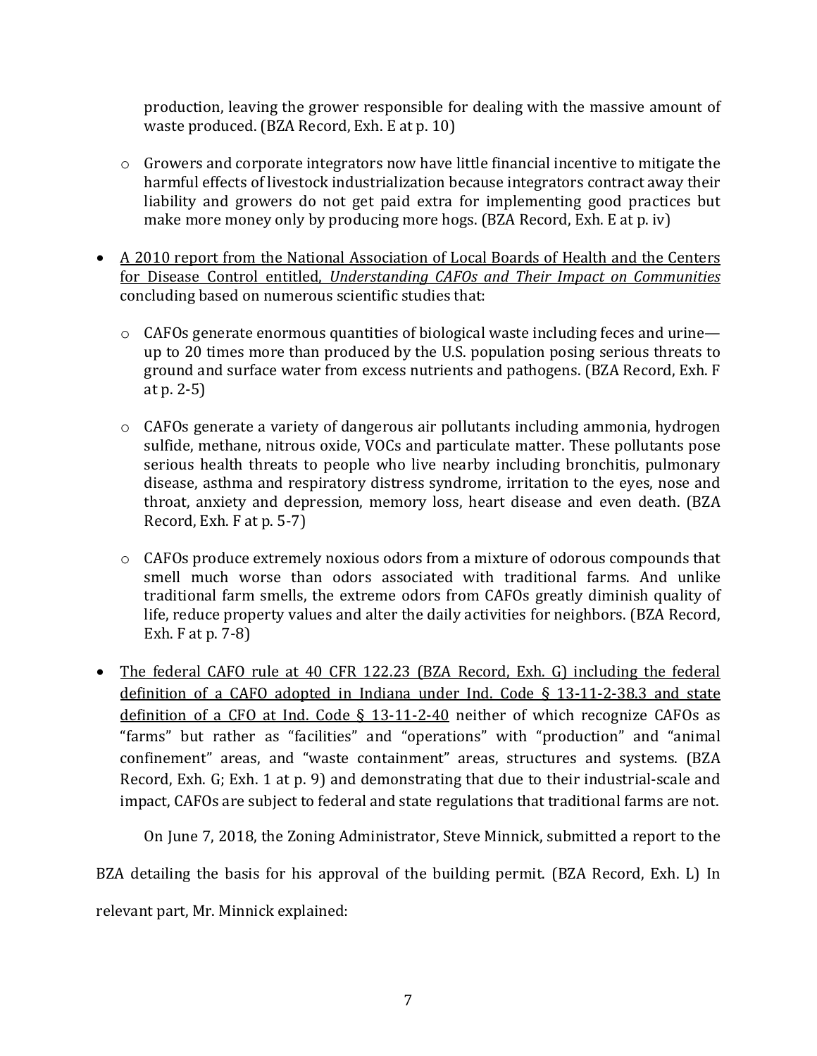production, leaving the grower responsible for dealing with the massive amount of waste produced. (BZA Record, Exh. E at p. 10)

  - Growers and corporate integrators now have little financial incentive to mitigate the harmful effects of livestock industrialization because integrators contract away their liability and growers do not get paid extra for implementing good practices but make more money only by producing more hogs. (BZA Record, Exh. E at p. iv)

- <u>A 2010 report from the National Association of Local Boards of Health and the Centers for Disease Control entitled, *Understanding CAFOs and Their Impact on Communities*</u> concluding based on numerous scientific studies that:

  - CAFOs generate enormous quantities of biological waste including feces and urine—up to 20 times more than produced by the U.S. population posing serious threats to ground and surface water from excess nutrients and pathogens. (BZA Record, Exh. F at p. 2-5)

  - CAFOs generate a variety of dangerous air pollutants including ammonia, hydrogen sulfide, methane, nitrous oxide, VOCs and particulate matter. These pollutants pose serious health threats to people who live nearby including bronchitis, pulmonary disease, asthma and respiratory distress syndrome, irritation to the eyes, nose and throat, anxiety and depression, memory loss, heart disease and even death. (BZA Record, Exh. F at p. 5-7)

  - CAFOs produce extremely noxious odors from a mixture of odorous compounds that smell much worse than odors associated with traditional farms. And unlike traditional farm smells, the extreme odors from CAFOs greatly diminish quality of life, reduce property values and alter the daily activities for neighbors. (BZA Record, Exh. F at p. 7-8)

- <u>The federal CAFO rule at 40 CFR 122.23 (BZA Record, Exh. G) including the federal definition of a CAFO adopted in Indiana under Ind. Code § 13-11-2-38.3 and state definition of a CFO at Ind. Code § 13-11-2-40</u> neither of which recognize CAFOs as "farms" but rather as "facilities" and "operations" with "production" and "animal confinement" areas, and "waste containment" areas, structures and systems. (BZA Record, Exh. G; Exh. 1 at p. 9) and demonstrating that due to their industrial-scale and impact, CAFOs are subject to federal and state regulations that traditional farms are not.

On June 7, 2018, the Zoning Administrator, Steve Minnick, submitted a report to the BZA detailing the basis for his approval of the building permit. (BZA Record, Exh. L) In relevant part, Mr. Minnick explained: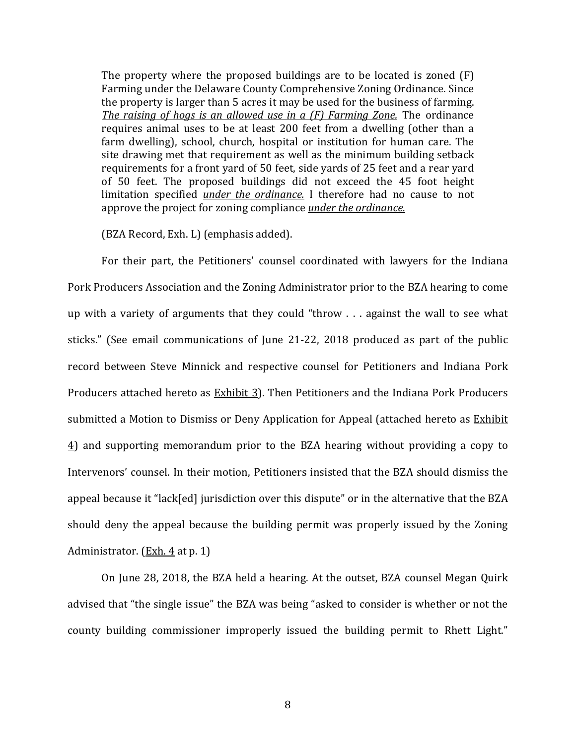> The property where the proposed buildings are to be located is zoned (F) Farming under the Delaware County Comprehensive Zoning Ordinance. Since the property is larger than 5 acres it may be used for the business of farming. ***The raising of hogs is an allowed use in a (F) Farming Zone.*** The ordinance requires animal uses to be at least 200 feet from a dwelling (other than a farm dwelling), school, church, hospital or institution for human care. The site drawing met that requirement as well as the minimum building setback requirements for a front yard of 50 feet, side yards of 25 feet and a rear yard of 50 feet. The proposed buildings did not exceed the 45 foot height limitation specified ***under the ordinance.*** I therefore had no cause to not approve the project for zoning compliance ***under the ordinance.***

(BZA Record, Exh. L) (emphasis added).

For their part, the Petitioners' counsel coordinated with lawyers for the Indiana Pork Producers Association and the Zoning Administrator prior to the BZA hearing to come up with a variety of arguments that they could "throw . . . against the wall to see what sticks." (See email communications of June 21-22, 2018 produced as part of the public record between Steve Minnick and respective counsel for Petitioners and Indiana Pork Producers attached hereto as Exhibit 3). Then Petitioners and the Indiana Pork Producers submitted a Motion to Dismiss or Deny Application for Appeal (attached hereto as Exhibit 4) and supporting memorandum prior to the BZA hearing without providing a copy to Intervenors' counsel. In their motion, Petitioners insisted that the BZA should dismiss the appeal because it "lack[ed] jurisdiction over this dispute" or in the alternative that the BZA should deny the appeal because the building permit was properly issued by the Zoning Administrator. (Exh. 4 at p. 1)

On June 28, 2018, the BZA held a hearing. At the outset, BZA counsel Megan Quirk advised that "the single issue" the BZA was being "asked to consider is whether or not the county building commissioner improperly issued the building permit to Rhett Light."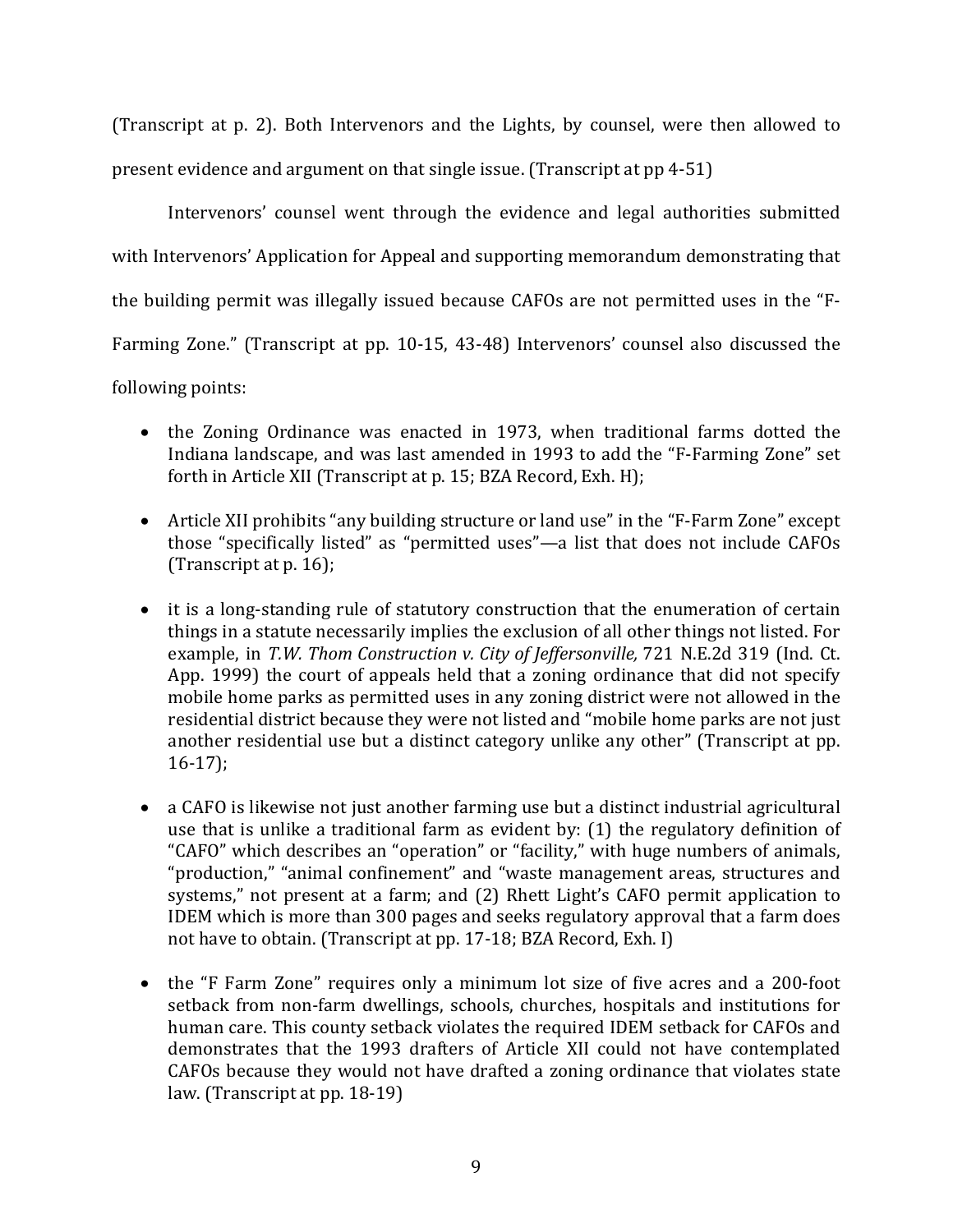(Transcript at p. 2). Both Intervenors and the Lights, by counsel, were then allowed to present evidence and argument on that single issue. (Transcript at pp 4-51)

Intervenors' counsel went through the evidence and legal authorities submitted with Intervenors' Application for Appeal and supporting memorandum demonstrating that the building permit was illegally issued because CAFOs are not permitted uses in the "F-Farming Zone." (Transcript at pp. 10-15, 43-48) Intervenors' counsel also discussed the following points:

- the Zoning Ordinance was enacted in 1973, when traditional farms dotted the Indiana landscape, and was last amended in 1993 to add the "F-Farming Zone" set forth in Article XII (Transcript at p. 15; BZA Record, Exh. H);
- Article XII prohibits "any building structure or land use" in the "F-Farm Zone" except those "specifically listed" as "permitted uses"—a list that does not include CAFOs (Transcript at p. 16);
- it is a long-standing rule of statutory construction that the enumeration of certain things in a statute necessarily implies the exclusion of all other things not listed. For example, in *T.W. Thom Construction v. City of Jeffersonville,* 721 N.E.2d 319 (Ind. Ct. App. 1999) the court of appeals held that a zoning ordinance that did not specify mobile home parks as permitted uses in any zoning district were not allowed in the residential district because they were not listed and "mobile home parks are not just another residential use but a distinct category unlike any other" (Transcript at pp. 16-17);
- a CAFO is likewise not just another farming use but a distinct industrial agricultural use that is unlike a traditional farm as evident by: (1) the regulatory definition of "CAFO" which describes an "operation" or "facility," with huge numbers of animals, "production," "animal confinement" and "waste management areas, structures and systems," not present at a farm; and (2) Rhett Light's CAFO permit application to IDEM which is more than 300 pages and seeks regulatory approval that a farm does not have to obtain. (Transcript at pp. 17-18; BZA Record, Exh. I)
- the "F Farm Zone" requires only a minimum lot size of five acres and a 200-foot setback from non-farm dwellings, schools, churches, hospitals and institutions for human care. This county setback violates the required IDEM setback for CAFOs and demonstrates that the 1993 drafters of Article XII could not have contemplated CAFOs because they would not have drafted a zoning ordinance that violates state law. (Transcript at pp. 18-19)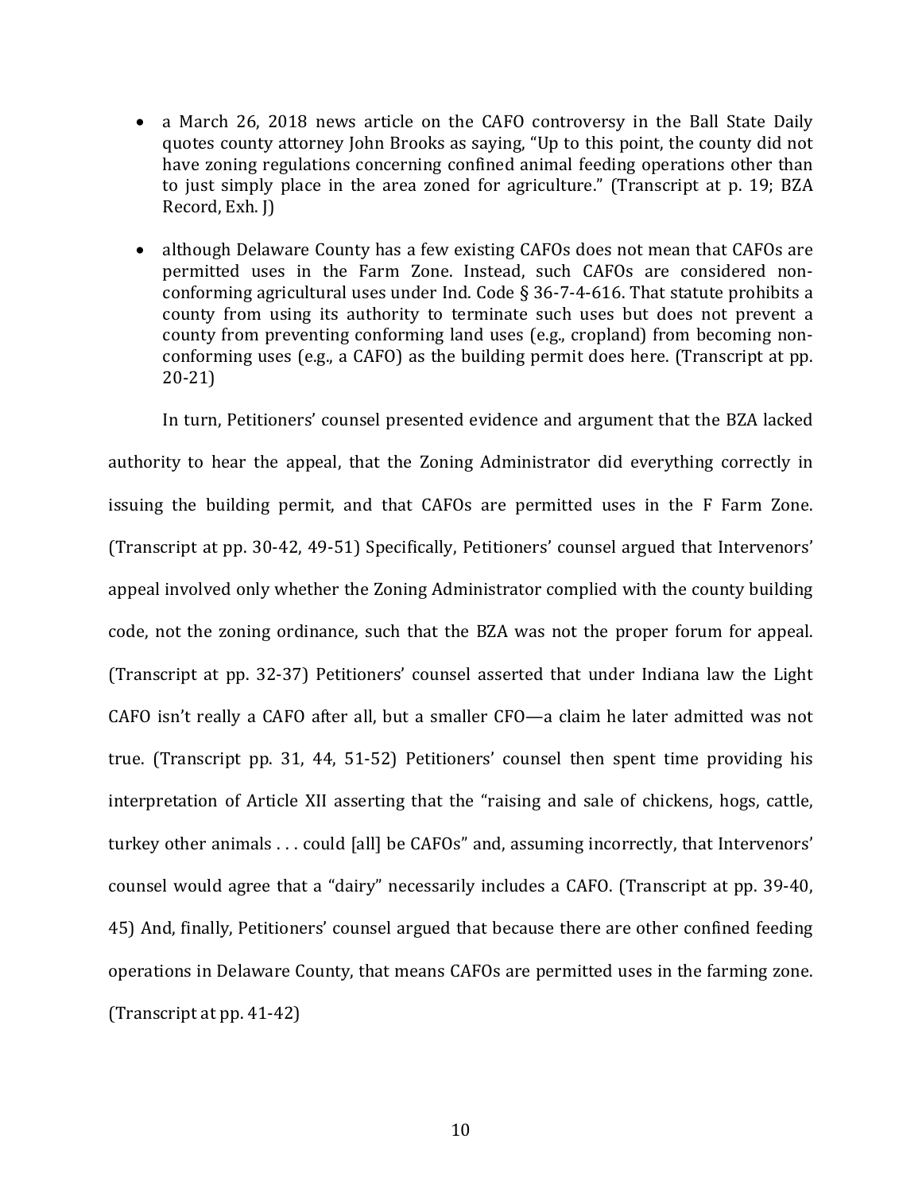- a March 26, 2018 news article on the CAFO controversy in the Ball State Daily quotes county attorney John Brooks as saying, "Up to this point, the county did not have zoning regulations concerning confined animal feeding operations other than to just simply place in the area zoned for agriculture." (Transcript at p. 19; BZA Record, Exh. J)

- although Delaware County has a few existing CAFOs does not mean that CAFOs are permitted uses in the Farm Zone. Instead, such CAFOs are considered non-conforming agricultural uses under Ind. Code § 36-7-4-616. That statute prohibits a county from using its authority to terminate such uses but does not prevent a county from preventing conforming land uses (e.g., cropland) from becoming non-conforming uses (e.g., a CAFO) as the building permit does here. (Transcript at pp. 20-21)

In turn, Petitioners' counsel presented evidence and argument that the BZA lacked authority to hear the appeal, that the Zoning Administrator did everything correctly in issuing the building permit, and that CAFOs are permitted uses in the F Farm Zone. (Transcript at pp. 30-42, 49-51) Specifically, Petitioners' counsel argued that Intervenors' appeal involved only whether the Zoning Administrator complied with the county building code, not the zoning ordinance, such that the BZA was not the proper forum for appeal. (Transcript at pp. 32-37) Petitioners' counsel asserted that under Indiana law the Light CAFO isn't really a CAFO after all, but a smaller CFO—a claim he later admitted was not true. (Transcript pp. 31, 44, 51-52) Petitioners' counsel then spent time providing his interpretation of Article XII asserting that the "raising and sale of chickens, hogs, cattle, turkey other animals . . . could [all] be CAFOs" and, assuming incorrectly, that Intervenors' counsel would agree that a "dairy" necessarily includes a CAFO. (Transcript at pp. 39-40, 45) And, finally, Petitioners' counsel argued that because there are other confined feeding operations in Delaware County, that means CAFOs are permitted uses in the farming zone. (Transcript at pp. 41-42)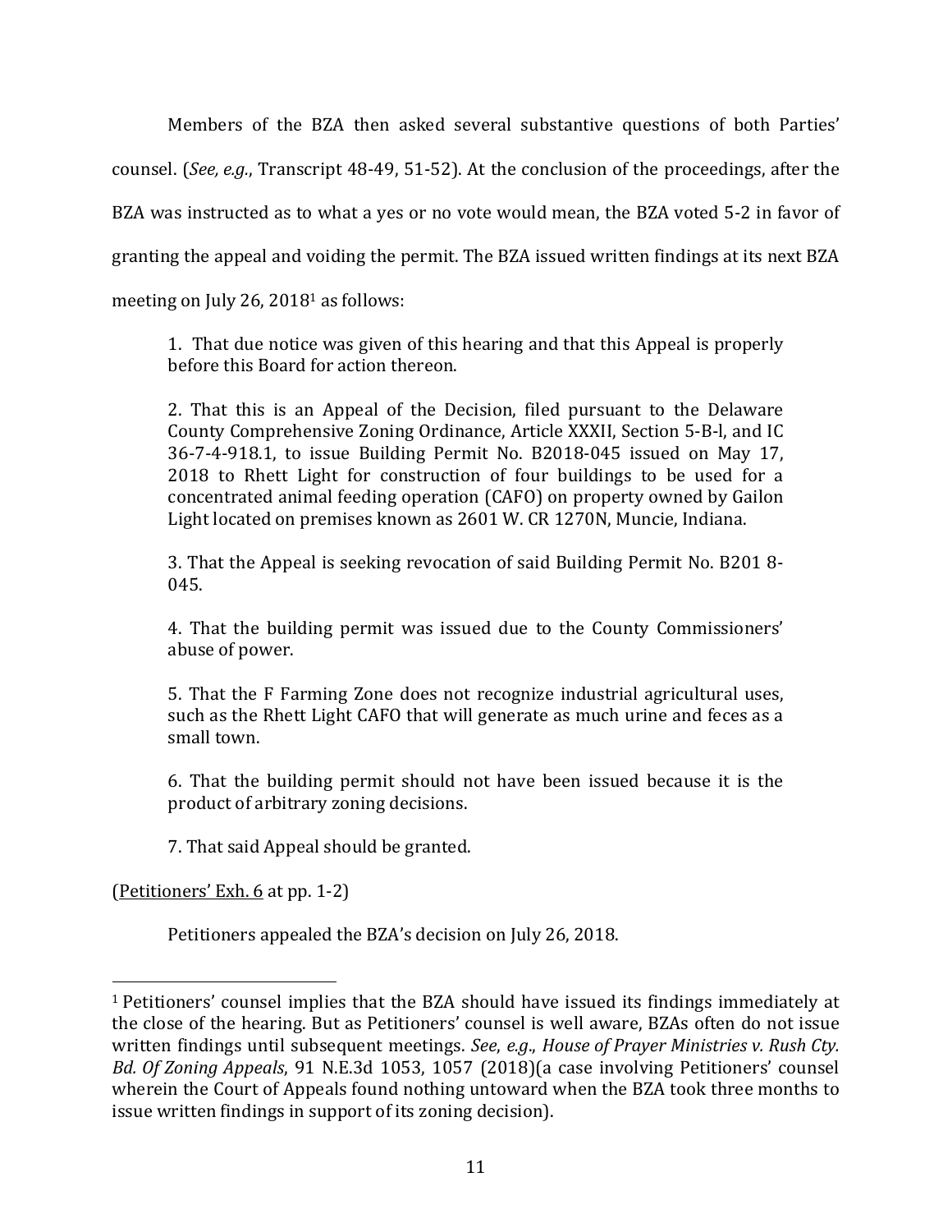Members of the BZA then asked several substantive questions of both Parties' counsel. (*See, e.g.*, Transcript 48-49, 51-52). At the conclusion of the proceedings, after the BZA was instructed as to what a yes or no vote would mean, the BZA voted 5-2 in favor of granting the appeal and voiding the permit. The BZA issued written findings at its next BZA meeting on July 26, 2018[1] as follows:

> 1. That due notice was given of this hearing and that this Appeal is properly before this Board for action thereon.
>
> 2. That this is an Appeal of the Decision, filed pursuant to the Delaware County Comprehensive Zoning Ordinance, Article XXXII, Section 5-B-l, and IC 36-7-4-918.1, to issue Building Permit No. B2018-045 issued on May 17, 2018 to Rhett Light for construction of four buildings to be used for a concentrated animal feeding operation (CAFO) on property owned by Gailon Light located on premises known as 2601 W. CR 1270N, Muncie, Indiana.
>
> 3. That the Appeal is seeking revocation of said Building Permit No. B201 8-045.
>
> 4. That the building permit was issued due to the County Commissioners' abuse of power.
>
> 5. That the F Farming Zone does not recognize industrial agricultural uses, such as the Rhett Light CAFO that will generate as much urine and feces as a small town.
>
> 6. That the building permit should not have been issued because it is the product of arbitrary zoning decisions.
>
> 7. That said Appeal should be granted.

(<u>Petitioners' Exh. 6</u> at pp. 1-2)

Petitioners appealed the BZA's decision on July 26, 2018.

---

[1] Petitioners' counsel implies that the BZA should have issued its findings immediately at the close of the hearing. But as Petitioners' counsel is well aware, BZAs often do not issue written findings until subsequent meetings. *See*, *e.g*., *House of Prayer Ministries v. Rush Cty. Bd. Of Zoning Appeals*, 91 N.E.3d 1053, 1057 (2018)(a case involving Petitioners' counsel wherein the Court of Appeals found nothing untoward when the BZA took three months to issue written findings in support of its zoning decision).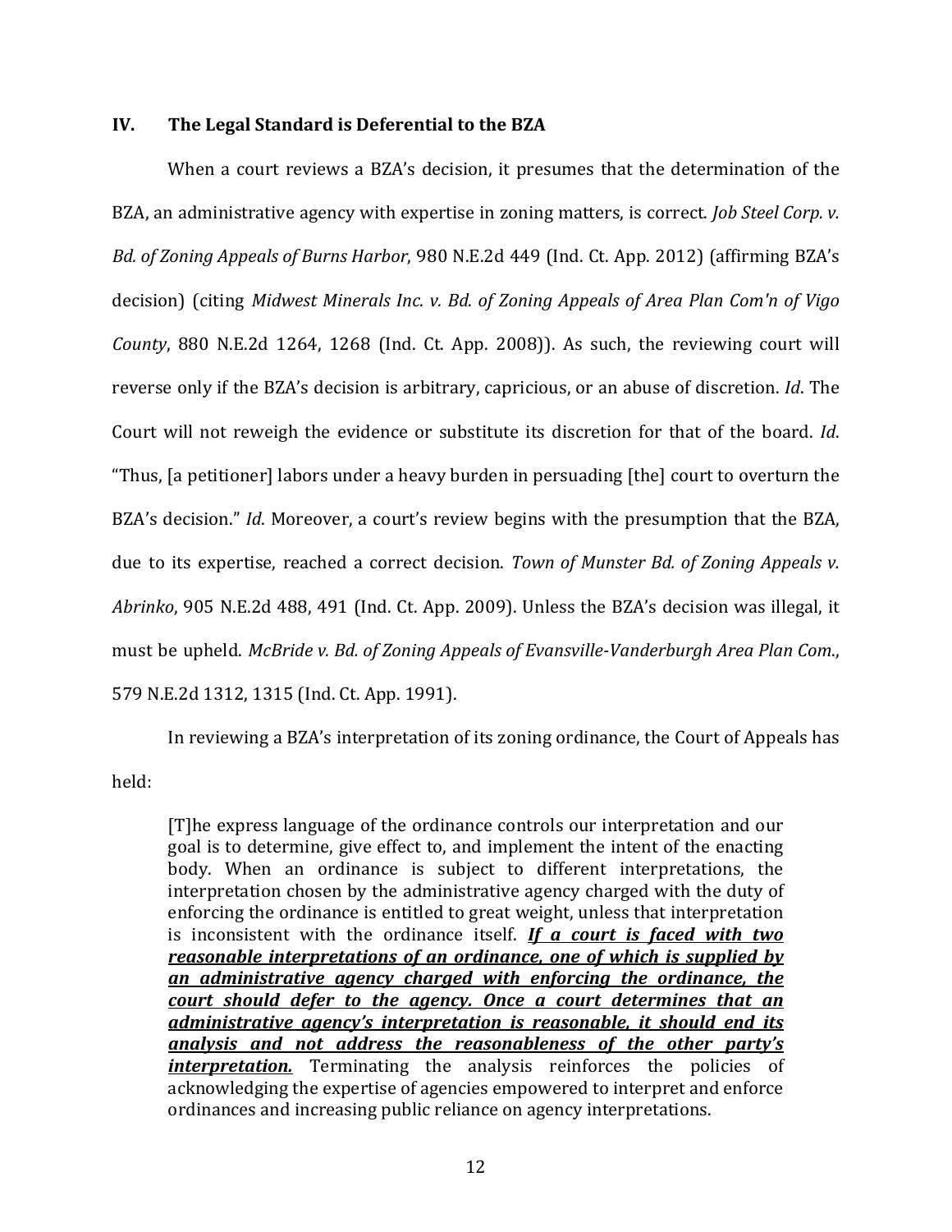## IV. The Legal Standard is Deferential to the BZA

When a court reviews a BZA's decision, it presumes that the determination of the BZA, an administrative agency with expertise in zoning matters, is correct. *Job Steel Corp. v. Bd. of Zoning Appeals of Burns Harbor*, 980 N.E.2d 449 (Ind. Ct. App. 2012) (affirming BZA's decision) (citing *Midwest Minerals Inc. v. Bd. of Zoning Appeals of Area Plan Com'n of Vigo County*, 880 N.E.2d 1264, 1268 (Ind. Ct. App. 2008)). As such, the reviewing court will reverse only if the BZA's decision is arbitrary, capricious, or an abuse of discretion. *Id*. The Court will not reweigh the evidence or substitute its discretion for that of the board. *Id*. "Thus, [a petitioner] labors under a heavy burden in persuading [the] court to overturn the BZA's decision." *Id*. Moreover, a court's review begins with the presumption that the BZA, due to its expertise, reached a correct decision. *Town of Munster Bd. of Zoning Appeals v. Abrinko*, 905 N.E.2d 488, 491 (Ind. Ct. App. 2009). Unless the BZA's decision was illegal, it must be upheld. *McBride v. Bd. of Zoning Appeals of Evansville-Vanderburgh Area Plan Com.*, 579 N.E.2d 1312, 1315 (Ind. Ct. App. 1991).

In reviewing a BZA's interpretation of its zoning ordinance, the Court of Appeals has held:

> [T]he express language of the ordinance controls our interpretation and our goal is to determine, give effect to, and implement the intent of the enacting body. When an ordinance is subject to different interpretations, the interpretation chosen by the administrative agency charged with the duty of enforcing the ordinance is entitled to great weight, unless that interpretation is inconsistent with the ordinance itself. ***<u>If a court is faced with two reasonable interpretations of an ordinance, one of which is supplied by an administrative agency charged with enforcing the ordinance, the court should defer to the agency. Once a court determines that an administrative agency's interpretation is reasonable, it should end its analysis and not address the reasonableness of the other party's interpretation.</u>*** Terminating the analysis reinforces the policies of acknowledging the expertise of agencies empowered to interpret and enforce ordinances and increasing public reliance on agency interpretations.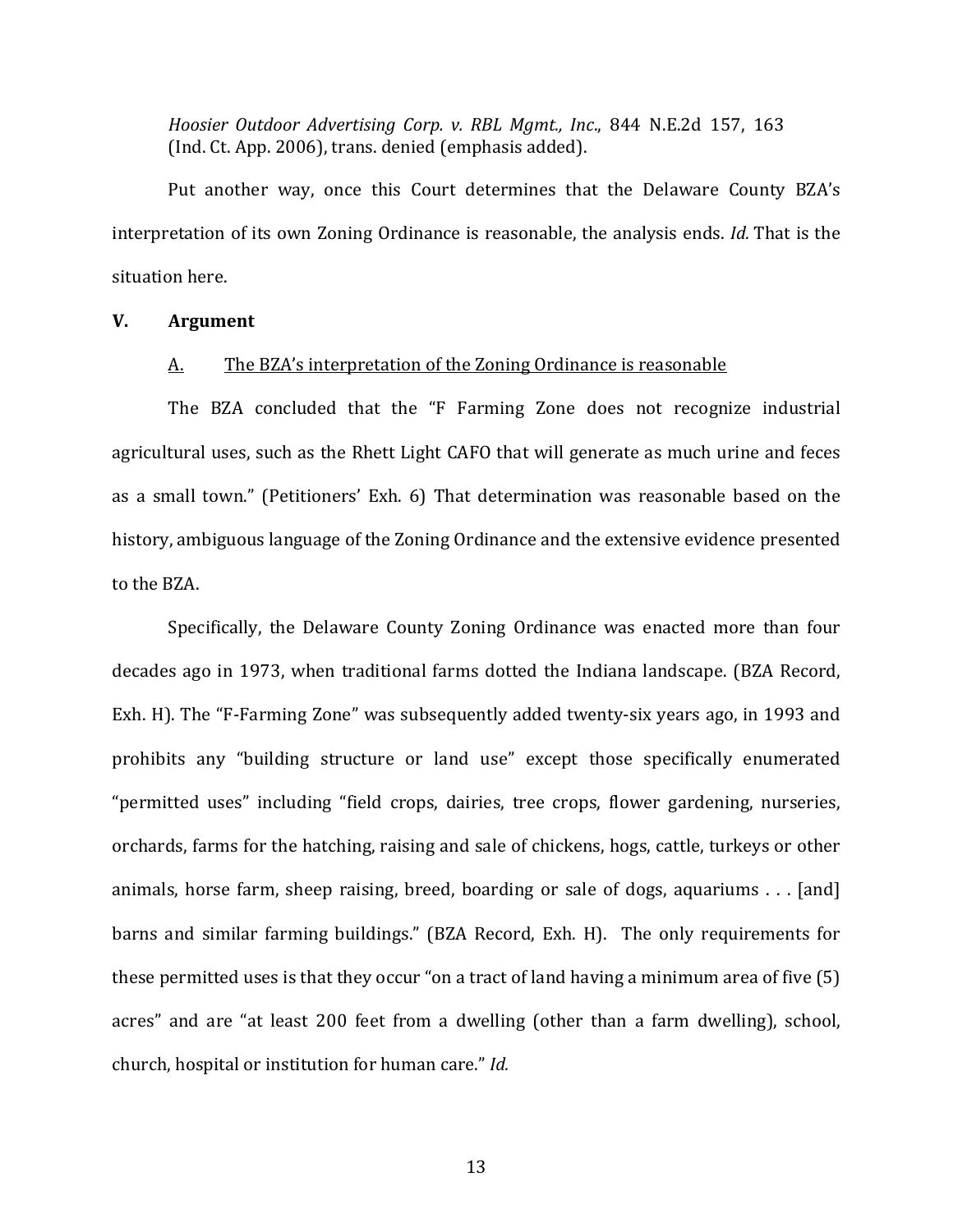*Hoosier Outdoor Advertising Corp. v. RBL Mgmt., Inc.*, 844 N.E.2d 157, 163 (Ind. Ct. App. 2006), trans. denied (emphasis added).

Put another way, once this Court determines that the Delaware County BZA's interpretation of its own Zoning Ordinance is reasonable, the analysis ends. *Id.* That is the situation here.

## V. Argument

### A. <u>The BZA's interpretation of the Zoning Ordinance is reasonable</u>

The BZA concluded that the "F Farming Zone does not recognize industrial agricultural uses, such as the Rhett Light CAFO that will generate as much urine and feces as a small town." (Petitioners' Exh. 6) That determination was reasonable based on the history, ambiguous language of the Zoning Ordinance and the extensive evidence presented to the BZA.

Specifically, the Delaware County Zoning Ordinance was enacted more than four decades ago in 1973, when traditional farms dotted the Indiana landscape. (BZA Record, Exh. H). The "F-Farming Zone" was subsequently added twenty-six years ago, in 1993 and prohibits any "building structure or land use" except those specifically enumerated "permitted uses" including "field crops, dairies, tree crops, flower gardening, nurseries, orchards, farms for the hatching, raising and sale of chickens, hogs, cattle, turkeys or other animals, horse farm, sheep raising, breed, boarding or sale of dogs, aquariums . . . [and] barns and similar farming buildings." (BZA Record, Exh. H). The only requirements for these permitted uses is that they occur "on a tract of land having a minimum area of five (5) acres" and are "at least 200 feet from a dwelling (other than a farm dwelling), school, church, hospital or institution for human care." *Id.*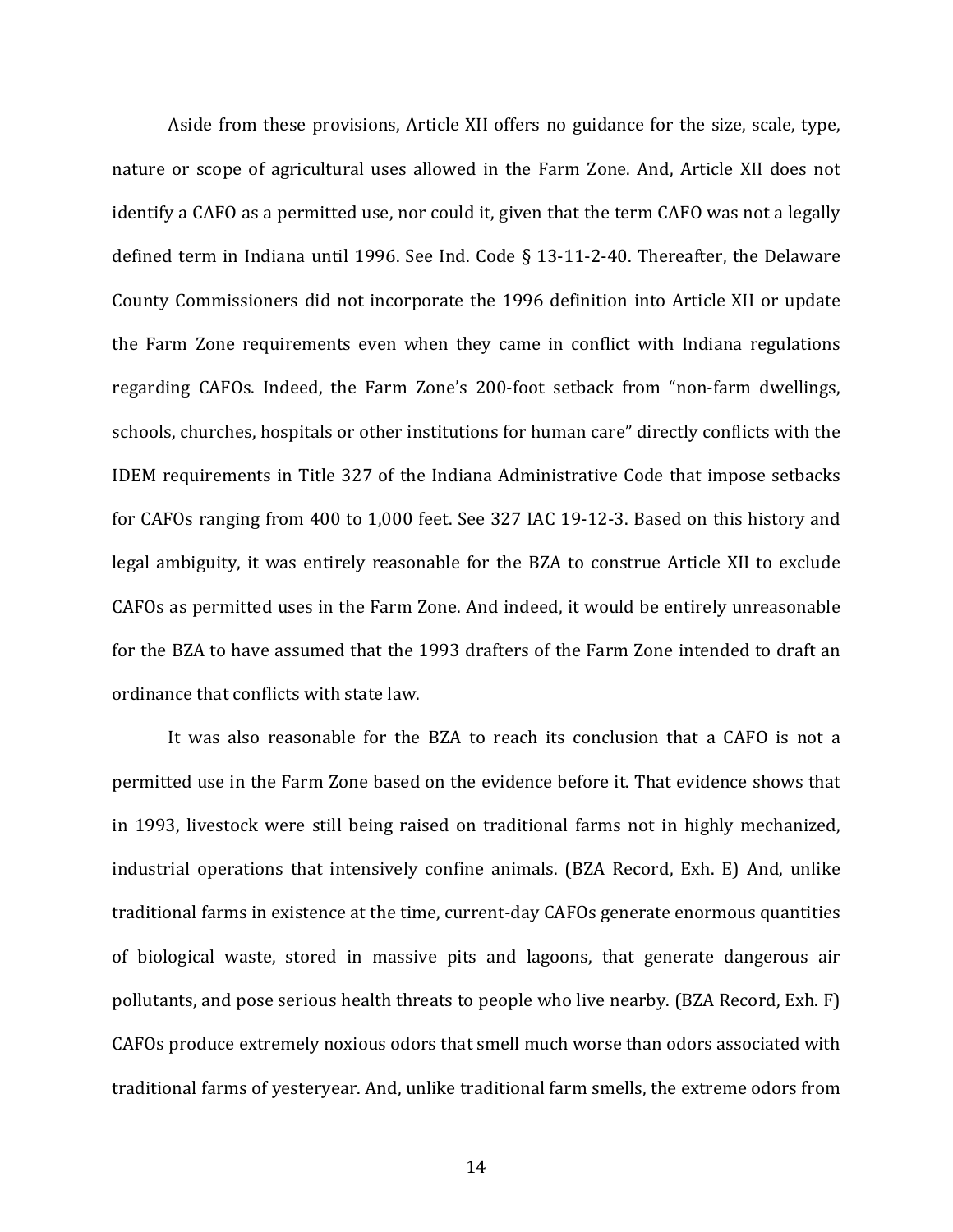Aside from these provisions, Article XII offers no guidance for the size, scale, type, nature or scope of agricultural uses allowed in the Farm Zone. And, Article XII does not identify a CAFO as a permitted use, nor could it, given that the term CAFO was not a legally defined term in Indiana until 1996. See Ind. Code § 13-11-2-40. Thereafter, the Delaware County Commissioners did not incorporate the 1996 definition into Article XII or update the Farm Zone requirements even when they came in conflict with Indiana regulations regarding CAFOs. Indeed, the Farm Zone's 200-foot setback from "non-farm dwellings, schools, churches, hospitals or other institutions for human care" directly conflicts with the IDEM requirements in Title 327 of the Indiana Administrative Code that impose setbacks for CAFOs ranging from 400 to 1,000 feet. See 327 IAC 19-12-3. Based on this history and legal ambiguity, it was entirely reasonable for the BZA to construe Article XII to exclude CAFOs as permitted uses in the Farm Zone. And indeed, it would be entirely unreasonable for the BZA to have assumed that the 1993 drafters of the Farm Zone intended to draft an ordinance that conflicts with state law.

It was also reasonable for the BZA to reach its conclusion that a CAFO is not a permitted use in the Farm Zone based on the evidence before it. That evidence shows that in 1993, livestock were still being raised on traditional farms not in highly mechanized, industrial operations that intensively confine animals. (BZA Record, Exh. E) And, unlike traditional farms in existence at the time, current-day CAFOs generate enormous quantities of biological waste, stored in massive pits and lagoons, that generate dangerous air pollutants, and pose serious health threats to people who live nearby. (BZA Record, Exh. F) CAFOs produce extremely noxious odors that smell much worse than odors associated with traditional farms of yesteryear. And, unlike traditional farm smells, the extreme odors from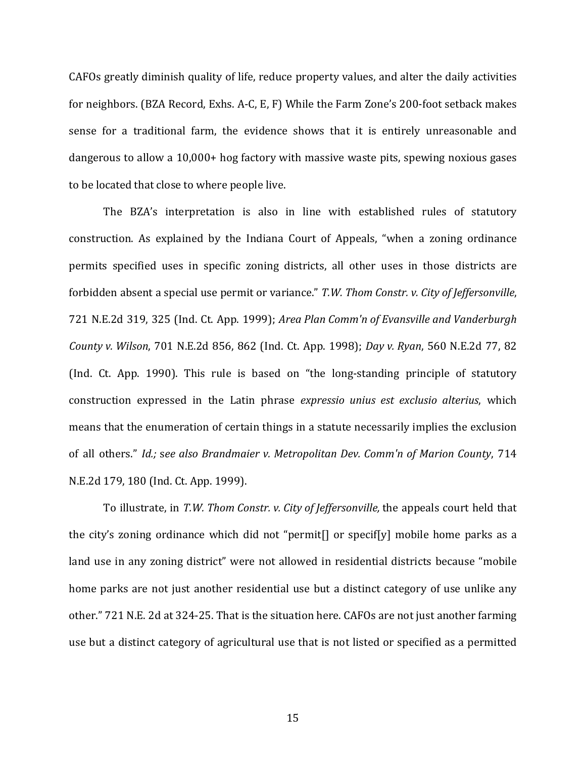CAFOs greatly diminish quality of life, reduce property values, and alter the daily activities for neighbors. (BZA Record, Exhs. A-C, E, F) While the Farm Zone's 200-foot setback makes sense for a traditional farm, the evidence shows that it is entirely unreasonable and dangerous to allow a 10,000+ hog factory with massive waste pits, spewing noxious gases to be located that close to where people live.

The BZA's interpretation is also in line with established rules of statutory construction. As explained by the Indiana Court of Appeals, "when a zoning ordinance permits specified uses in specific zoning districts, all other uses in those districts are forbidden absent a special use permit or variance." *T.W. Thom Constr. v. City of Jeffersonville*, 721 N.E.2d 319, 325 (Ind. Ct. App. 1999); *Area Plan Comm'n of Evansville and Vanderburgh County v. Wilson*, 701 N.E.2d 856, 862 (Ind. Ct. App. 1998); *Day v. Ryan*, 560 N.E.2d 77, 82 (Ind. Ct. App. 1990). This rule is based on "the long-standing principle of statutory construction expressed in the Latin phrase *expressio unius est exclusio alterius*, which means that the enumeration of certain things in a statute necessarily implies the exclusion of all others." *Id.; see also Brandmaier v. Metropolitan Dev. Comm'n of Marion County*, 714 N.E.2d 179, 180 (Ind. Ct. App. 1999).

To illustrate, in *T.W. Thom Constr. v. City of Jeffersonville,* the appeals court held that the city's zoning ordinance which did not "permit[] or specif[y] mobile home parks as a land use in any zoning district" were not allowed in residential districts because "mobile home parks are not just another residential use but a distinct category of use unlike any other." 721 N.E. 2d at 324-25. That is the situation here. CAFOs are not just another farming use but a distinct category of agricultural use that is not listed or specified as a permitted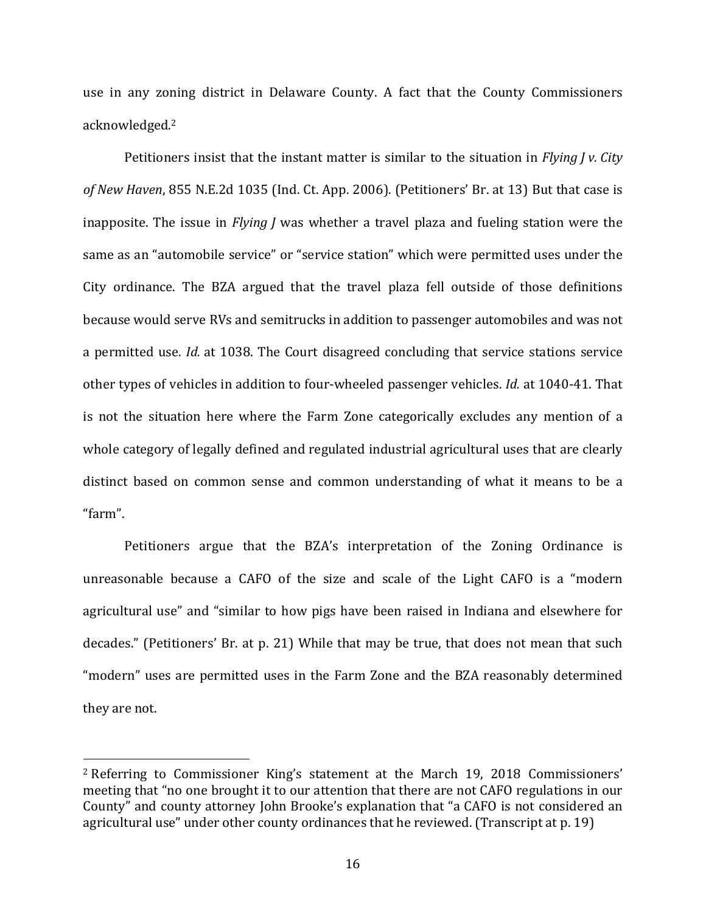use in any zoning district in Delaware County. A fact that the County Commissioners acknowledged.[2]

Petitioners insist that the instant matter is similar to the situation in *Flying J v. City of New Haven*, 855 N.E.2d 1035 (Ind. Ct. App. 2006). (Petitioners' Br. at 13) But that case is inapposite. The issue in *Flying J* was whether a travel plaza and fueling station were the same as an "automobile service" or "service station" which were permitted uses under the City ordinance. The BZA argued that the travel plaza fell outside of those definitions because would serve RVs and semitrucks in addition to passenger automobiles and was not a permitted use. *Id.* at 1038. The Court disagreed concluding that service stations service other types of vehicles in addition to four-wheeled passenger vehicles. *Id.* at 1040-41. That is not the situation here where the Farm Zone categorically excludes any mention of a whole category of legally defined and regulated industrial agricultural uses that are clearly distinct based on common sense and common understanding of what it means to be a "farm".

Petitioners argue that the BZA's interpretation of the Zoning Ordinance is unreasonable because a CAFO of the size and scale of the Light CAFO is a "modern agricultural use" and "similar to how pigs have been raised in Indiana and elsewhere for decades." (Petitioners' Br. at p. 21) While that may be true, that does not mean that such "modern" uses are permitted uses in the Farm Zone and the BZA reasonably determined they are not.

---

[2] Referring to Commissioner King's statement at the March 19, 2018 Commissioners' meeting that "no one brought it to our attention that there are not CAFO regulations in our County" and county attorney John Brooke's explanation that "a CAFO is not considered an agricultural use" under other county ordinances that he reviewed. (Transcript at p. 19)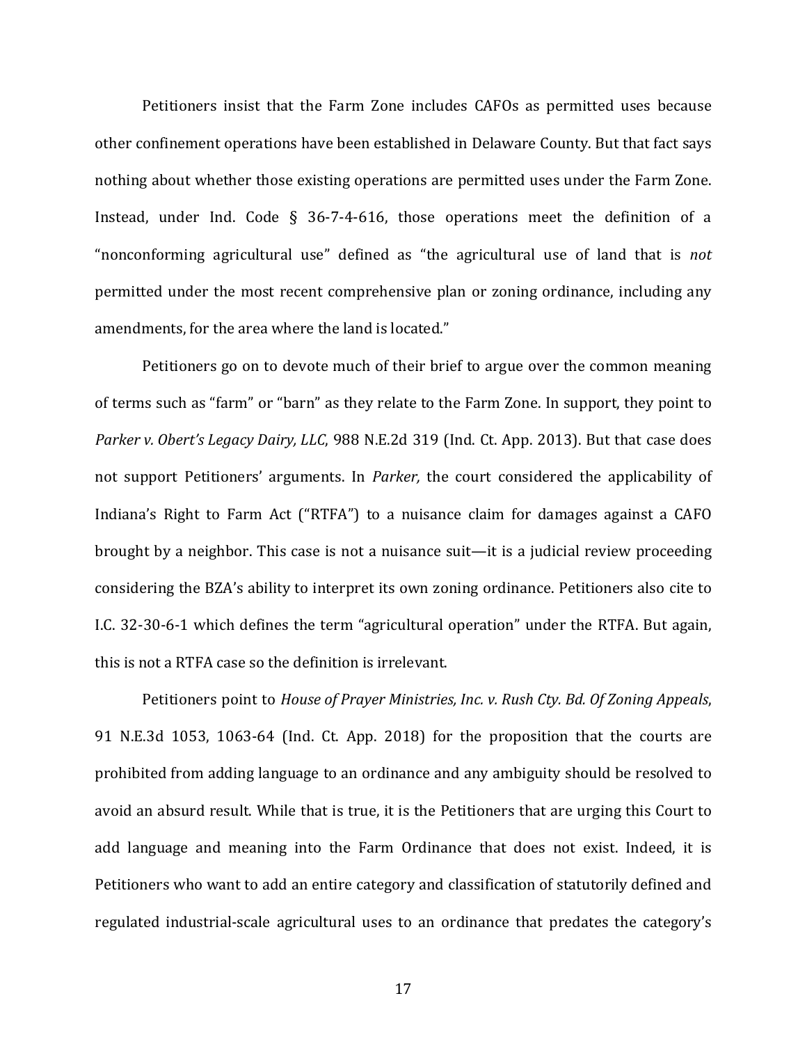Petitioners insist that the Farm Zone includes CAFOs as permitted uses because other confinement operations have been established in Delaware County. But that fact says nothing about whether those existing operations are permitted uses under the Farm Zone. Instead, under Ind. Code § 36-7-4-616, those operations meet the definition of a "nonconforming agricultural use" defined as "the agricultural use of land that is *not* permitted under the most recent comprehensive plan or zoning ordinance, including any amendments, for the area where the land is located."

Petitioners go on to devote much of their brief to argue over the common meaning of terms such as "farm" or "barn" as they relate to the Farm Zone. In support, they point to *Parker v. Obert's Legacy Dairy, LLC*, 988 N.E.2d 319 (Ind. Ct. App. 2013). But that case does not support Petitioners' arguments. In *Parker,* the court considered the applicability of Indiana's Right to Farm Act ("RTFA") to a nuisance claim for damages against a CAFO brought by a neighbor. This case is not a nuisance suit—it is a judicial review proceeding considering the BZA's ability to interpret its own zoning ordinance. Petitioners also cite to I.C. 32-30-6-1 which defines the term "agricultural operation" under the RTFA. But again, this is not a RTFA case so the definition is irrelevant.

Petitioners point to *House of Prayer Ministries, Inc. v. Rush Cty. Bd. Of Zoning Appeals*, 91 N.E.3d 1053, 1063-64 (Ind. Ct. App. 2018) for the proposition that the courts are prohibited from adding language to an ordinance and any ambiguity should be resolved to avoid an absurd result. While that is true, it is the Petitioners that are urging this Court to add language and meaning into the Farm Ordinance that does not exist. Indeed, it is Petitioners who want to add an entire category and classification of statutorily defined and regulated industrial-scale agricultural uses to an ordinance that predates the category's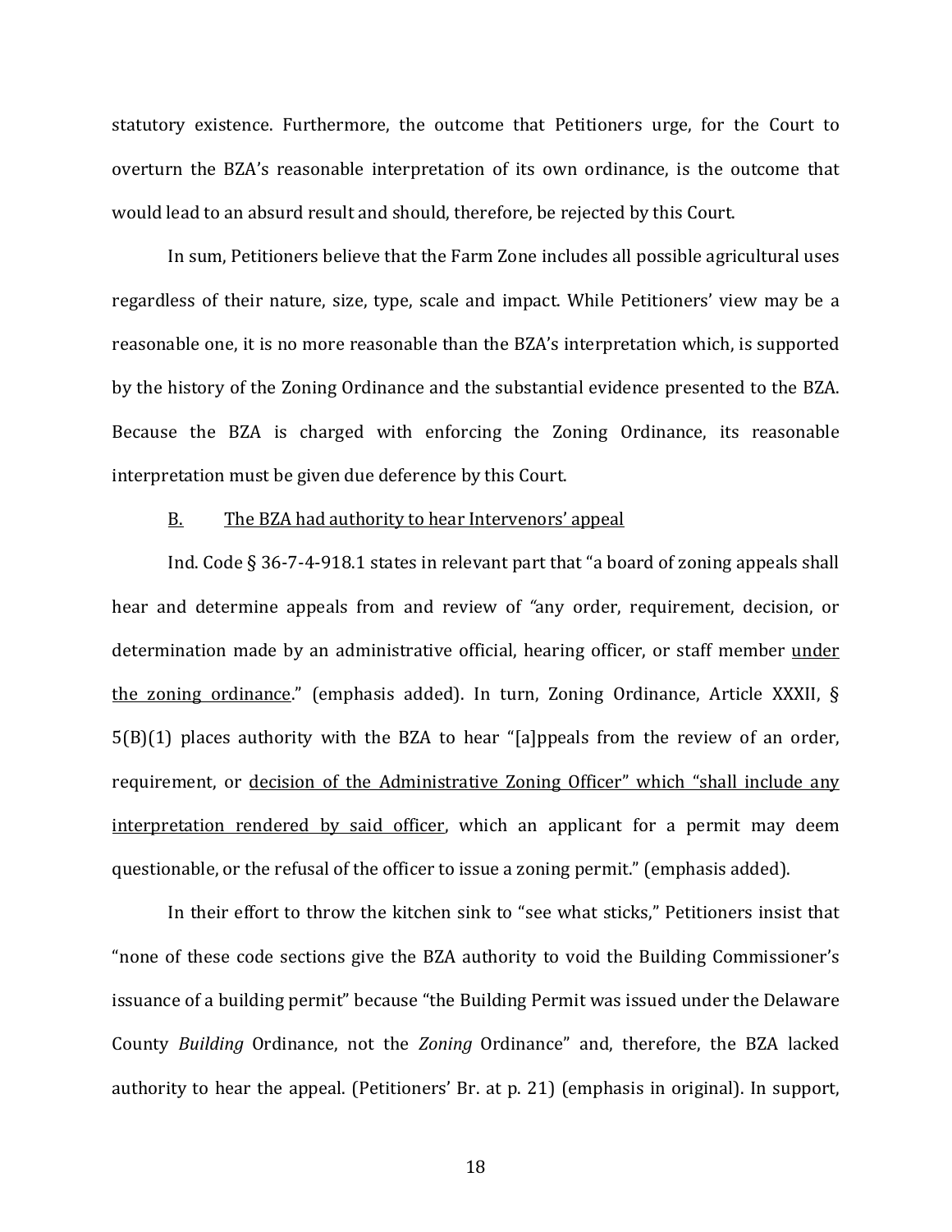statutory existence. Furthermore, the outcome that Petitioners urge, for the Court to overturn the BZA's reasonable interpretation of its own ordinance, is the outcome that would lead to an absurd result and should, therefore, be rejected by this Court.

In sum, Petitioners believe that the Farm Zone includes all possible agricultural uses regardless of their nature, size, type, scale and impact. While Petitioners' view may be a reasonable one, it is no more reasonable than the BZA's interpretation which, is supported by the history of the Zoning Ordinance and the substantial evidence presented to the BZA. Because the BZA is charged with enforcing the Zoning Ordinance, its reasonable interpretation must be given due deference by this Court.

<u>B.</u> <u>The BZA had authority to hear Intervenors' appeal</u>

Ind. Code § 36-7-4-918.1 states in relevant part that "a board of zoning appeals shall hear and determine appeals from and review of "any order, requirement, decision, or determination made by an administrative official, hearing officer, or staff member <u>under the zoning ordinance</u>." (emphasis added). In turn, Zoning Ordinance, Article XXXII, § 5(B)(1) places authority with the BZA to hear "[a]ppeals from the review of an order, requirement, or <u>decision of the Administrative Zoning Officer" which "shall include any interpretation rendered by said officer</u>, which an applicant for a permit may deem questionable, or the refusal of the officer to issue a zoning permit." (emphasis added).

In their effort to throw the kitchen sink to "see what sticks," Petitioners insist that "none of these code sections give the BZA authority to void the Building Commissioner's issuance of a building permit" because "the Building Permit was issued under the Delaware County *Building* Ordinance, not the *Zoning* Ordinance" and, therefore, the BZA lacked authority to hear the appeal. (Petitioners' Br. at p. 21) (emphasis in original). In support,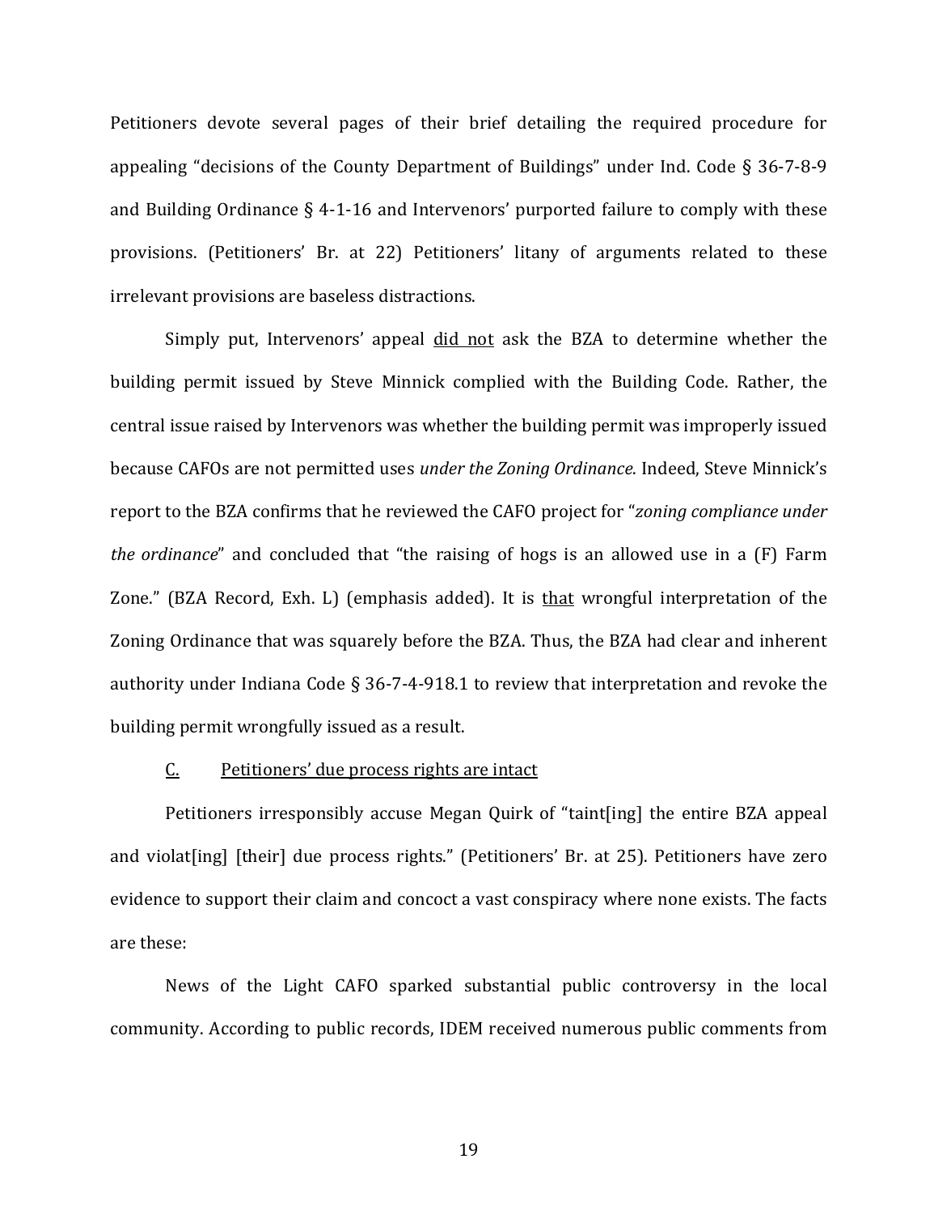Petitioners devote several pages of their brief detailing the required procedure for appealing "decisions of the County Department of Buildings" under Ind. Code § 36-7-8-9 and Building Ordinance § 4-1-16 and Intervenors' purported failure to comply with these provisions. (Petitioners' Br. at 22) Petitioners' litany of arguments related to these irrelevant provisions are baseless distractions.

Simply put, Intervenors' appeal <u>did not</u> ask the BZA to determine whether the building permit issued by Steve Minnick complied with the Building Code. Rather, the central issue raised by Intervenors was whether the building permit was improperly issued because CAFOs are not permitted uses *under the Zoning Ordinance*. Indeed, Steve Minnick's report to the BZA confirms that he reviewed the CAFO project for "*zoning compliance under the ordinance*" and concluded that "the raising of hogs is an allowed use in a (F) Farm Zone." (BZA Record, Exh. L) (emphasis added). It is <u>that</u> wrongful interpretation of the Zoning Ordinance that was squarely before the BZA. Thus, the BZA had clear and inherent authority under Indiana Code § 36-7-4-918.1 to review that interpretation and revoke the building permit wrongfully issued as a result.

### <u>C. Petitioners' due process rights are intact</u>

Petitioners irresponsibly accuse Megan Quirk of "taint[ing] the entire BZA appeal and violat[ing] [their] due process rights." (Petitioners' Br. at 25). Petitioners have zero evidence to support their claim and concoct a vast conspiracy where none exists. The facts are these:

News of the Light CAFO sparked substantial public controversy in the local community. According to public records, IDEM received numerous public comments from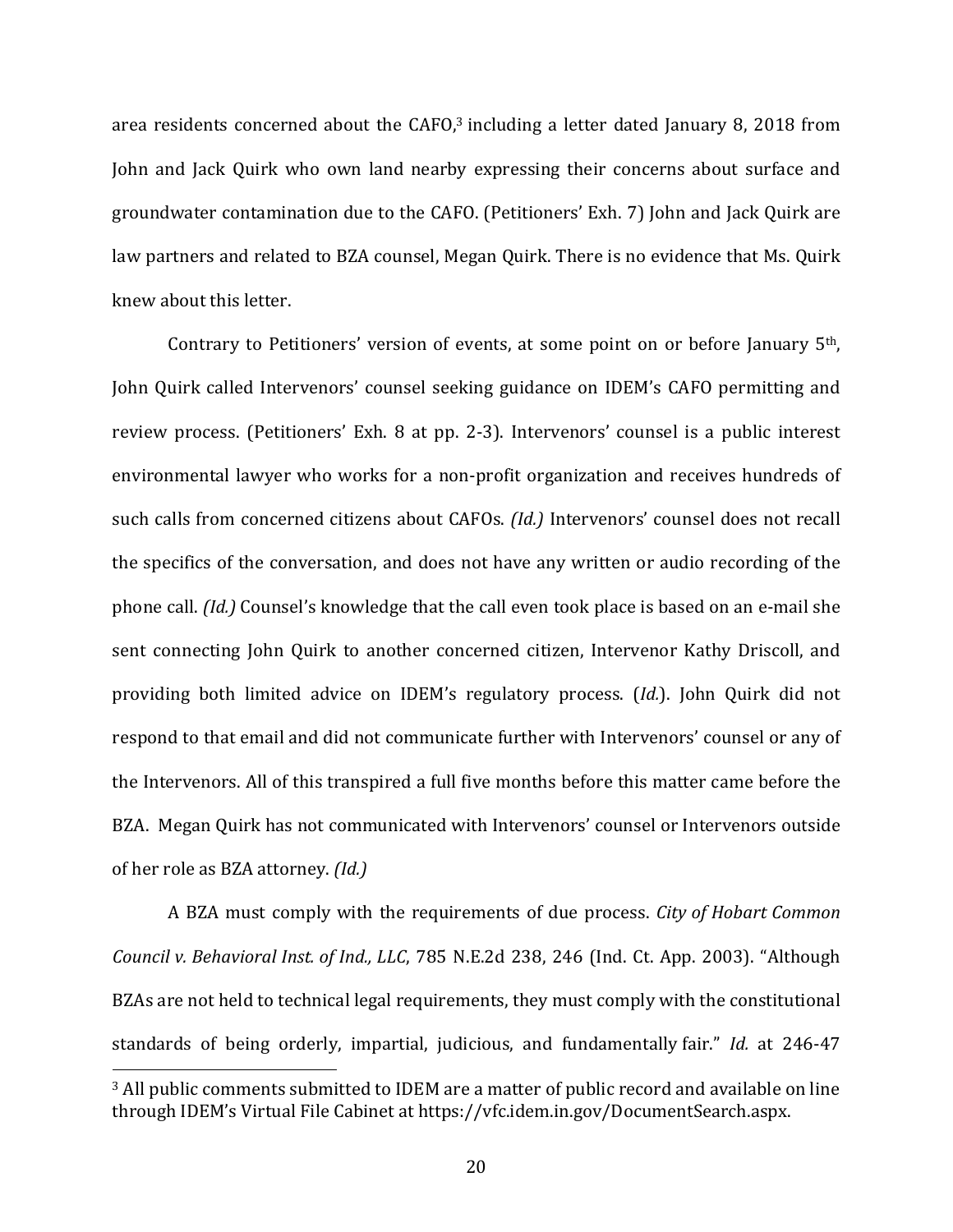area residents concerned about the CAFO,[3] including a letter dated January 8, 2018 from John and Jack Quirk who own land nearby expressing their concerns about surface and groundwater contamination due to the CAFO. (Petitioners' Exh. 7) John and Jack Quirk are law partners and related to BZA counsel, Megan Quirk. There is no evidence that Ms. Quirk knew about this letter.

Contrary to Petitioners' version of events, at some point on or before January 5th, John Quirk called Intervenors' counsel seeking guidance on IDEM's CAFO permitting and review process. (Petitioners' Exh. 8 at pp. 2-3). Intervenors' counsel is a public interest environmental lawyer who works for a non-profit organization and receives hundreds of such calls from concerned citizens about CAFOs. *(Id.)* Intervenors' counsel does not recall the specifics of the conversation, and does not have any written or audio recording of the phone call. *(Id.)* Counsel's knowledge that the call even took place is based on an e-mail she sent connecting John Quirk to another concerned citizen, Intervenor Kathy Driscoll, and providing both limited advice on IDEM's regulatory process. (*Id.*). John Quirk did not respond to that email and did not communicate further with Intervenors' counsel or any of the Intervenors. All of this transpired a full five months before this matter came before the BZA. Megan Quirk has not communicated with Intervenors' counsel or Intervenors outside of her role as BZA attorney. *(Id.)*

A BZA must comply with the requirements of due process. *City of Hobart Common Council v. Behavioral Inst. of Ind., LLC*, 785 N.E.2d 238, 246 (Ind. Ct. App. 2003). "Although BZAs are not held to technical legal requirements, they must comply with the constitutional standards of being orderly, impartial, judicious, and fundamentally fair." *Id.* at 246-47

[3] All public comments submitted to IDEM are a matter of public record and available on line through IDEM's Virtual File Cabinet at https://vfc.idem.in.gov/DocumentSearch.aspx.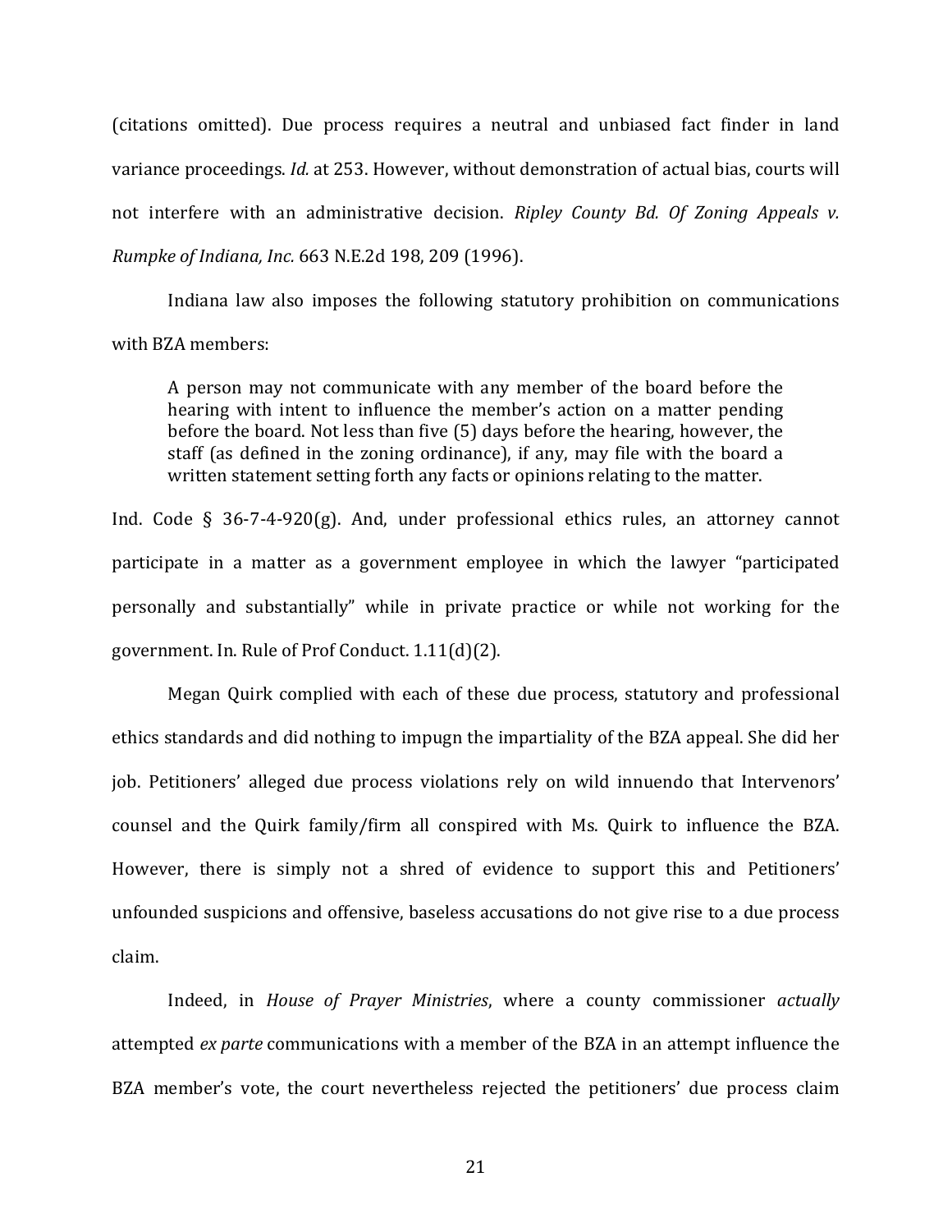(citations omitted). Due process requires a neutral and unbiased fact finder in land variance proceedings. *Id.* at 253. However, without demonstration of actual bias, courts will not interfere with an administrative decision. *Ripley County Bd. Of Zoning Appeals v. Rumpke of Indiana, Inc.* 663 N.E.2d 198, 209 (1996).

Indiana law also imposes the following statutory prohibition on communications with BZA members:

> A person may not communicate with any member of the board before the hearing with intent to influence the member's action on a matter pending before the board. Not less than five (5) days before the hearing, however, the staff (as defined in the zoning ordinance), if any, may file with the board a written statement setting forth any facts or opinions relating to the matter.

Ind. Code § 36-7-4-920(g). And, under professional ethics rules, an attorney cannot participate in a matter as a government employee in which the lawyer "participated personally and substantially" while in private practice or while not working for the government. In. Rule of Prof Conduct. 1.11(d)(2).

Megan Quirk complied with each of these due process, statutory and professional ethics standards and did nothing to impugn the impartiality of the BZA appeal. She did her job. Petitioners' alleged due process violations rely on wild innuendo that Intervenors' counsel and the Quirk family/firm all conspired with Ms. Quirk to influence the BZA. However, there is simply not a shred of evidence to support this and Petitioners' unfounded suspicions and offensive, baseless accusations do not give rise to a due process claim.

Indeed, in *House of Prayer Ministries*, where a county commissioner *actually* attempted *ex parte* communications with a member of the BZA in an attempt influence the BZA member's vote, the court nevertheless rejected the petitioners' due process claim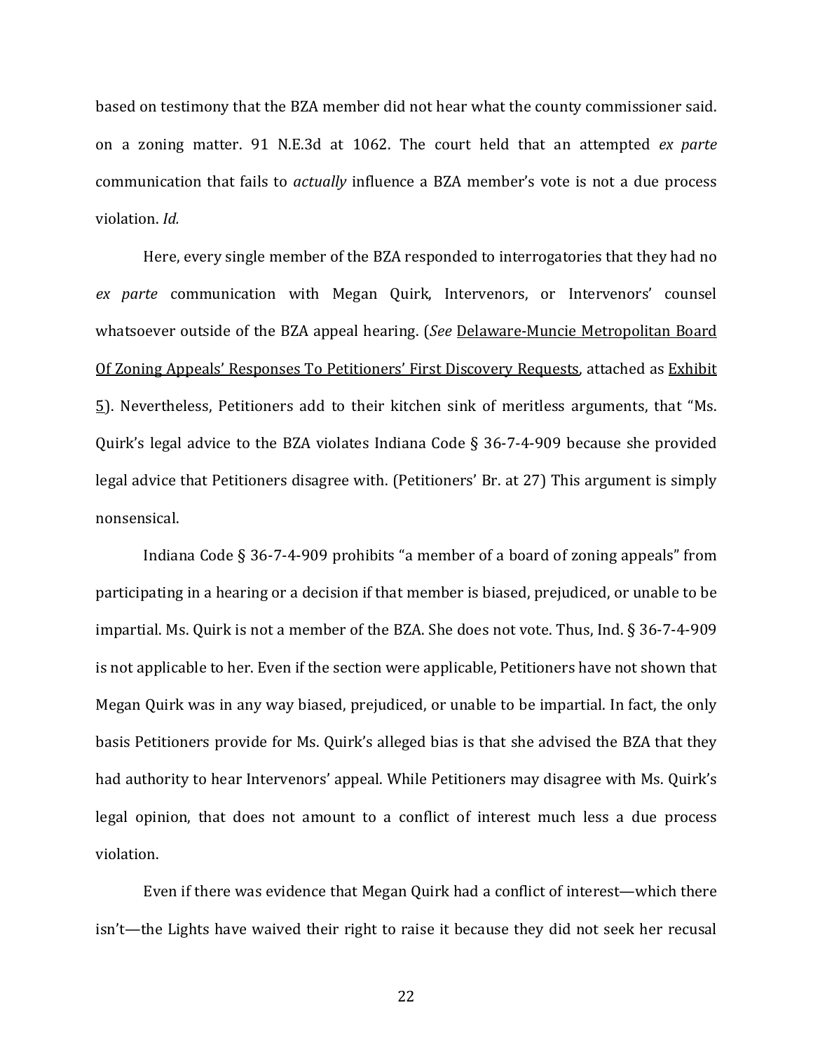based on testimony that the BZA member did not hear what the county commissioner said. on a zoning matter. 91 N.E.3d at 1062. The court held that an attempted *ex parte* communication that fails to *actually* influence a BZA member's vote is not a due process violation. *Id.*

Here, every single member of the BZA responded to interrogatories that they had no *ex parte* communication with Megan Quirk, Intervenors, or Intervenors' counsel whatsoever outside of the BZA appeal hearing. (*See* Delaware-Muncie Metropolitan Board Of Zoning Appeals' Responses To Petitioners' First Discovery Requests, attached as Exhibit 5). Nevertheless, Petitioners add to their kitchen sink of meritless arguments, that "Ms. Quirk's legal advice to the BZA violates Indiana Code § 36-7-4-909 because she provided legal advice that Petitioners disagree with. (Petitioners' Br. at 27) This argument is simply nonsensical.

Indiana Code § 36-7-4-909 prohibits "a member of a board of zoning appeals" from participating in a hearing or a decision if that member is biased, prejudiced, or unable to be impartial. Ms. Quirk is not a member of the BZA. She does not vote. Thus, Ind. § 36-7-4-909 is not applicable to her. Even if the section were applicable, Petitioners have not shown that Megan Quirk was in any way biased, prejudiced, or unable to be impartial. In fact, the only basis Petitioners provide for Ms. Quirk's alleged bias is that she advised the BZA that they had authority to hear Intervenors' appeal. While Petitioners may disagree with Ms. Quirk's legal opinion, that does not amount to a conflict of interest much less a due process violation.

Even if there was evidence that Megan Quirk had a conflict of interest—which there isn't—the Lights have waived their right to raise it because they did not seek her recusal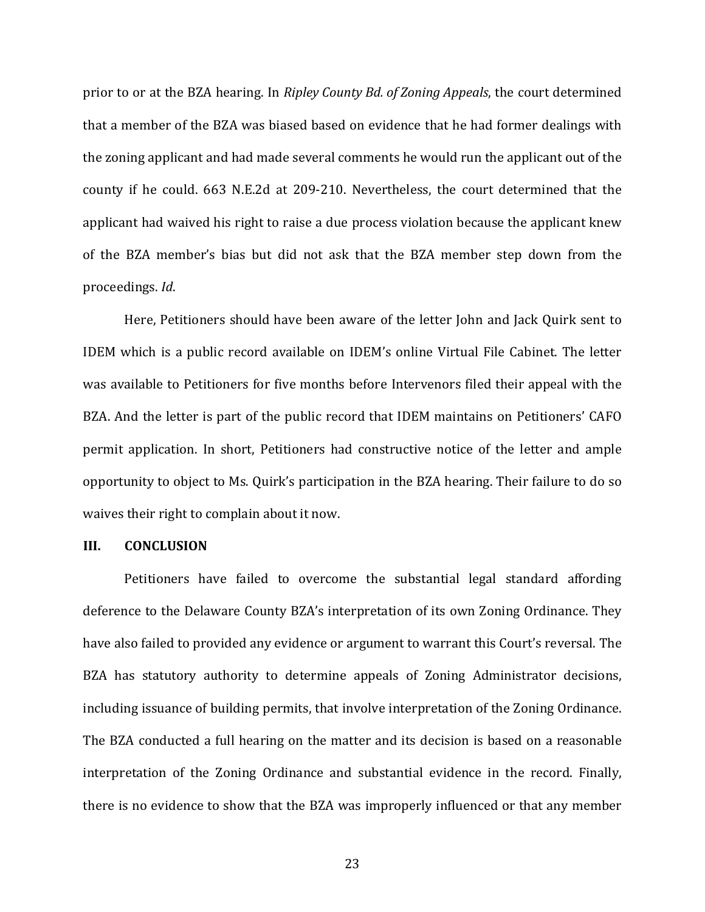prior to or at the BZA hearing. In *Ripley County Bd. of Zoning Appeals*, the court determined that a member of the BZA was biased based on evidence that he had former dealings with the zoning applicant and had made several comments he would run the applicant out of the county if he could. 663 N.E.2d at 209-210. Nevertheless, the court determined that the applicant had waived his right to raise a due process violation because the applicant knew of the BZA member's bias but did not ask that the BZA member step down from the proceedings. *Id*.

Here, Petitioners should have been aware of the letter John and Jack Quirk sent to IDEM which is a public record available on IDEM's online Virtual File Cabinet. The letter was available to Petitioners for five months before Intervenors filed their appeal with the BZA. And the letter is part of the public record that IDEM maintains on Petitioners' CAFO permit application. In short, Petitioners had constructive notice of the letter and ample opportunity to object to Ms. Quirk's participation in the BZA hearing. Their failure to do so waives their right to complain about it now.

## III. CONCLUSION

Petitioners have failed to overcome the substantial legal standard affording deference to the Delaware County BZA's interpretation of its own Zoning Ordinance. They have also failed to provided any evidence or argument to warrant this Court's reversal. The BZA has statutory authority to determine appeals of Zoning Administrator decisions, including issuance of building permits, that involve interpretation of the Zoning Ordinance. The BZA conducted a full hearing on the matter and its decision is based on a reasonable interpretation of the Zoning Ordinance and substantial evidence in the record. Finally, there is no evidence to show that the BZA was improperly influenced or that any member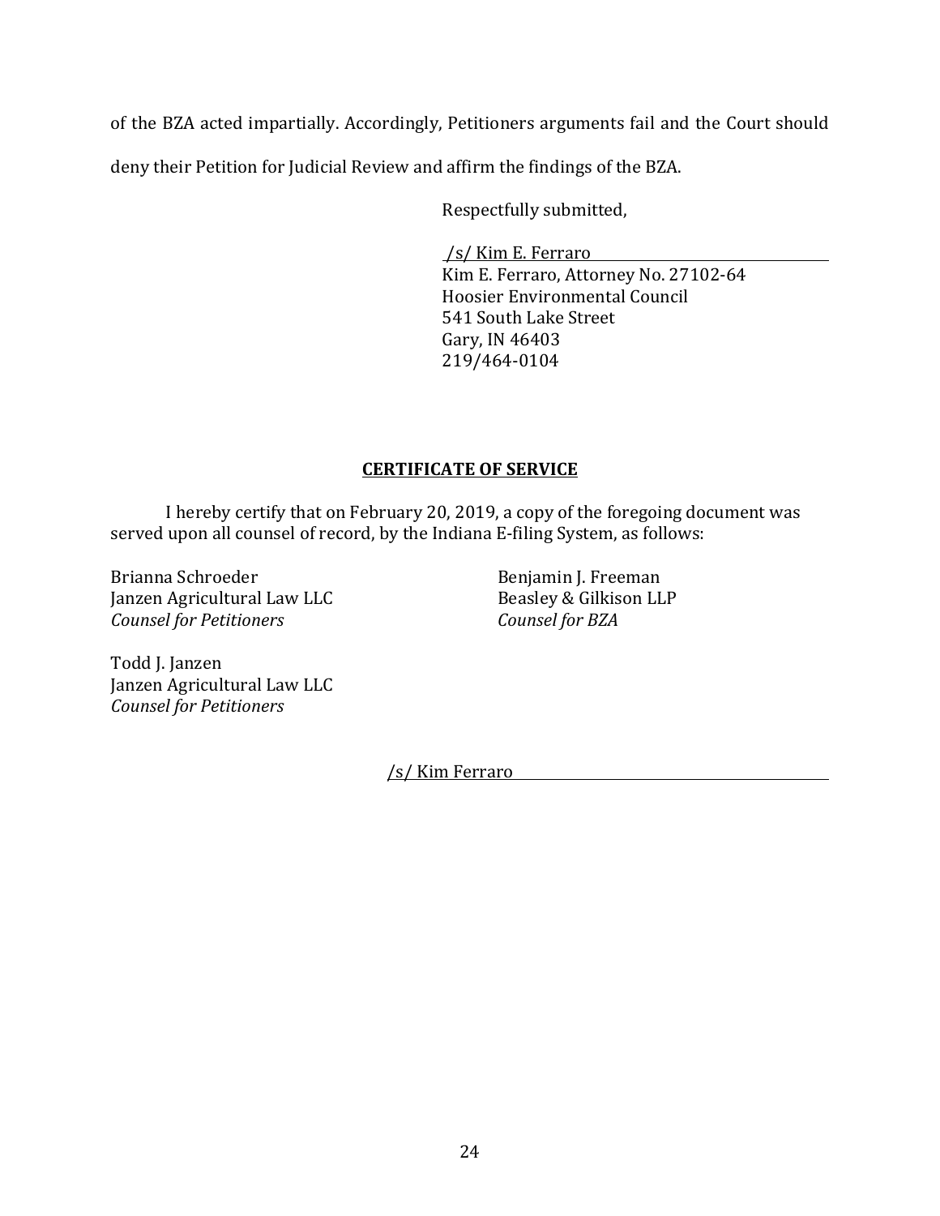of the BZA acted impartially. Accordingly, Petitioners arguments fail and the Court should deny their Petition for Judicial Review and affirm the findings of the BZA.

Respectfully submitted,

/s/ Kim E. Ferraro
Kim E. Ferraro, Attorney No. 27102-64
Hoosier Environmental Council
541 South Lake Street
Gary, IN 46403
219/464-0104

## **CERTIFICATE OF SERVICE**

I hereby certify that on February 20, 2019, a copy of the foregoing document was served upon all counsel of record, by the Indiana E-filing System, as follows:

Brianna Schroeder
Janzen Agricultural Law LLC
*Counsel for Petitioners*

Benjamin J. Freeman
Beasley & Gilkison LLP
*Counsel for BZA*

Todd J. Janzen
Janzen Agricultural Law LLC
*Counsel for Petitioners*

/s/ Kim Ferraro